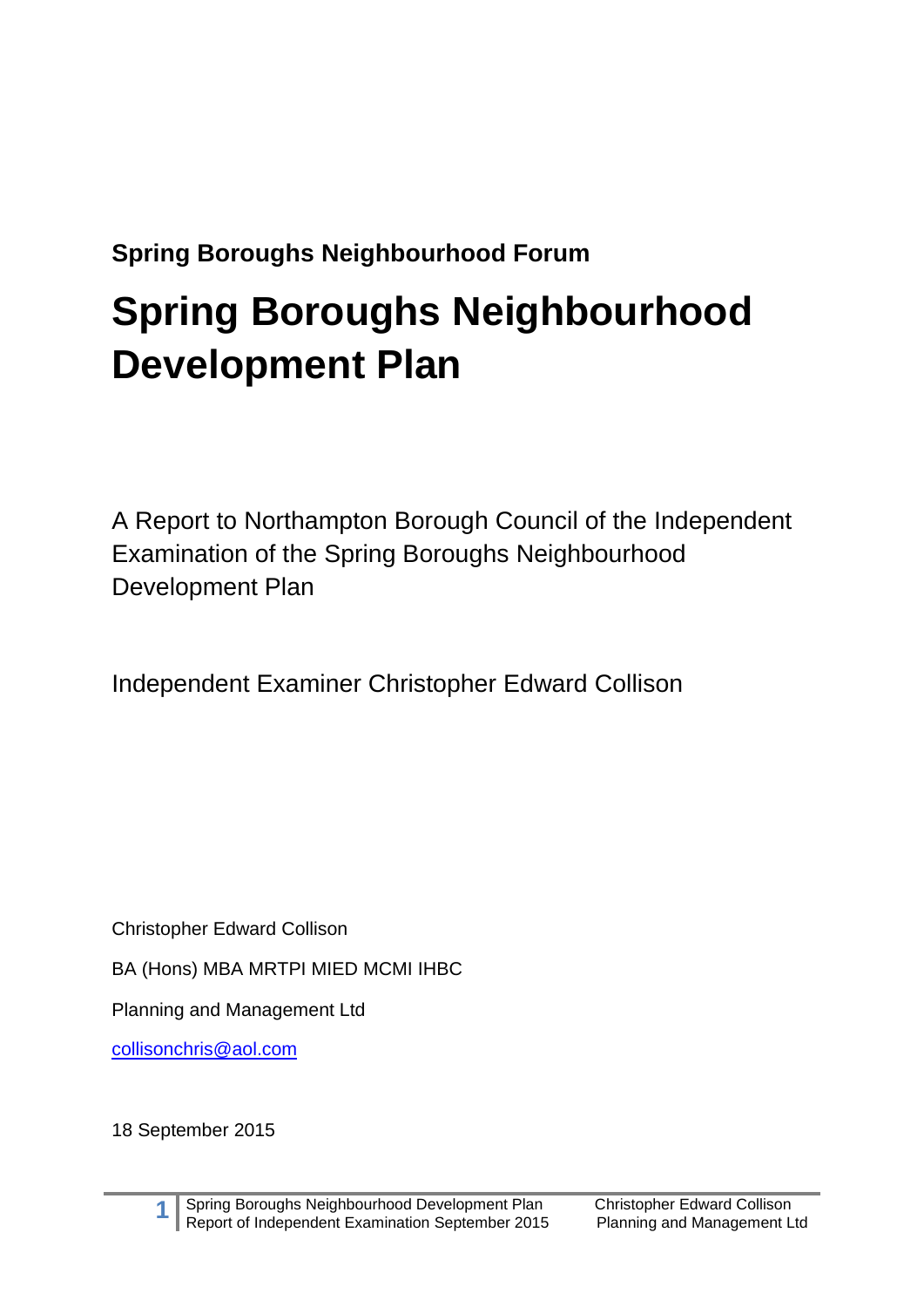**Spring Boroughs Neighbourhood Forum**

# Spring Boroughs Neighbourhood Development Plan

A Report to Northampton Borough Council of the Independent Examination of the Spring Boroughs Neighbourhood Development Plan

Independent Examiner Christopher Edward Collison

Christopher Edward Collison

BA (Hons) MBA MRTPI MIED MCMI IHBC

Planning and Management Ltd

collisonchris@aol.com

18 September 2015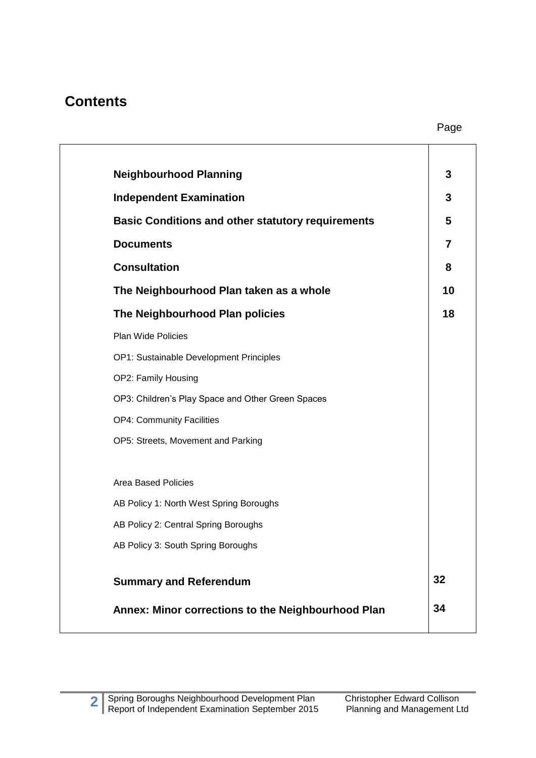## Contents

| | Page |
|---|---|
| **Neighbourhood Planning** | **3** |
| **Independent Examination** | **3** |
| **Basic Conditions and other statutory requirements** | **5** |
| **Documents** | **7** |
| **Consultation** | **8** |
| **The Neighbourhood Plan taken as a whole** | **10** |
| **The Neighbourhood Plan policies** | **18** |
| Plan Wide Policies | |
| OP1: Sustainable Development Principles | |
| OP2: Family Housing | |
| OP3: Children's Play Space and Other Green Spaces | |
| OP4: Community Facilities | |
| OP5: Streets, Movement and Parking | |
| Area Based Policies | |
| AB Policy 1: North West Spring Boroughs | |
| AB Policy 2: Central Spring Boroughs | |
| AB Policy 3: South Spring Boroughs | |
| **Summary and Referendum** | **32** |
| **Annex: Minor corrections to the Neighbourhood Plan** | **34** |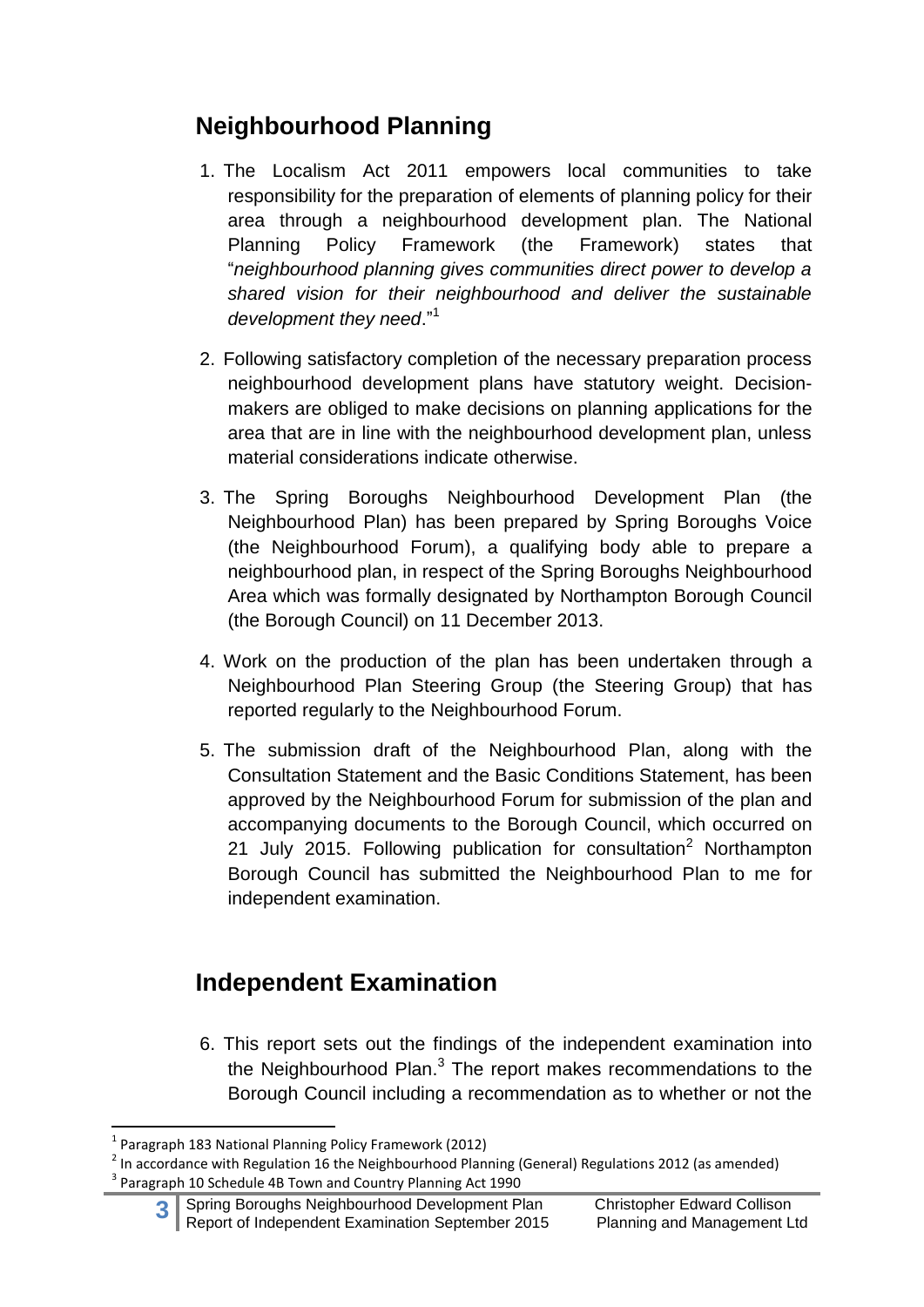## Neighbourhood Planning

1. The Localism Act 2011 empowers local communities to take responsibility for the preparation of elements of planning policy for their area through a neighbourhood development plan. The National Planning Policy Framework (the Framework) states that "*neighbourhood planning gives communities direct power to develop a shared vision for their neighbourhood and deliver the sustainable development they need*."[1]

2. Following satisfactory completion of the necessary preparation process neighbourhood development plans have statutory weight. Decision-makers are obliged to make decisions on planning applications for the area that are in line with the neighbourhood development plan, unless material considerations indicate otherwise.

3. The Spring Boroughs Neighbourhood Development Plan (the Neighbourhood Plan) has been prepared by Spring Boroughs Voice (the Neighbourhood Forum), a qualifying body able to prepare a neighbourhood plan, in respect of the Spring Boroughs Neighbourhood Area which was formally designated by Northampton Borough Council (the Borough Council) on 11 December 2013.

4. Work on the production of the plan has been undertaken through a Neighbourhood Plan Steering Group (the Steering Group) that has reported regularly to the Neighbourhood Forum.

5. The submission draft of the Neighbourhood Plan, along with the Consultation Statement and the Basic Conditions Statement, has been approved by the Neighbourhood Forum for submission of the plan and accompanying documents to the Borough Council, which occurred on 21 July 2015. Following publication for consultation[2] Northampton Borough Council has submitted the Neighbourhood Plan to me for independent examination.

## Independent Examination

6. This report sets out the findings of the independent examination into the Neighbourhood Plan.[3] The report makes recommendations to the Borough Council including a recommendation as to whether or not the

---

[1] Paragraph 183 National Planning Policy Framework (2012)

[2] In accordance with Regulation 16 the Neighbourhood Planning (General) Regulations 2012 (as amended)

[3] Paragraph 10 Schedule 4B Town and Country Planning Act 1990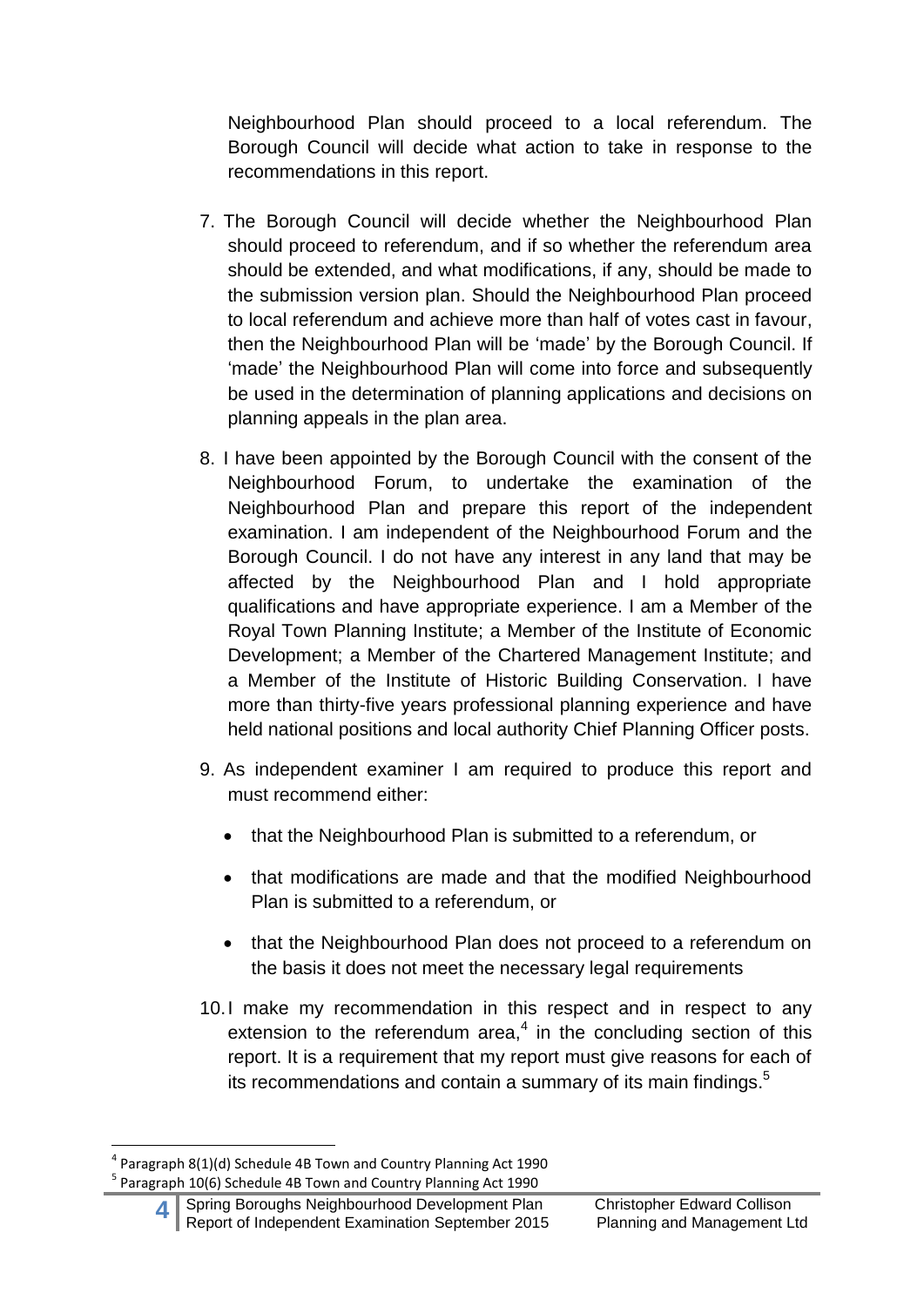Neighbourhood Plan should proceed to a local referendum. The Borough Council will decide what action to take in response to the recommendations in this report.

7. The Borough Council will decide whether the Neighbourhood Plan should proceed to referendum, and if so whether the referendum area should be extended, and what modifications, if any, should be made to the submission version plan. Should the Neighbourhood Plan proceed to local referendum and achieve more than half of votes cast in favour, then the Neighbourhood Plan will be 'made' by the Borough Council. If 'made' the Neighbourhood Plan will come into force and subsequently be used in the determination of planning applications and decisions on planning appeals in the plan area.

8. I have been appointed by the Borough Council with the consent of the Neighbourhood Forum, to undertake the examination of the Neighbourhood Plan and prepare this report of the independent examination. I am independent of the Neighbourhood Forum and the Borough Council. I do not have any interest in any land that may be affected by the Neighbourhood Plan and I hold appropriate qualifications and have appropriate experience. I am a Member of the Royal Town Planning Institute; a Member of the Institute of Economic Development; a Member of the Chartered Management Institute; and a Member of the Institute of Historic Building Conservation. I have more than thirty-five years professional planning experience and have held national positions and local authority Chief Planning Officer posts.

9. As independent examiner I am required to produce this report and must recommend either:

   - that the Neighbourhood Plan is submitted to a referendum, or
   - that modifications are made and that the modified Neighbourhood Plan is submitted to a referendum, or
   - that the Neighbourhood Plan does not proceed to a referendum on the basis it does not meet the necessary legal requirements

10. I make my recommendation in this respect and in respect to any extension to the referendum area,[4] in the concluding section of this report. It is a requirement that my report must give reasons for each of its recommendations and contain a summary of its main findings.[5]

---

[4] Paragraph 8(1)(d) Schedule 4B Town and Country Planning Act 1990

[5] Paragraph 10(6) Schedule 4B Town and Country Planning Act 1990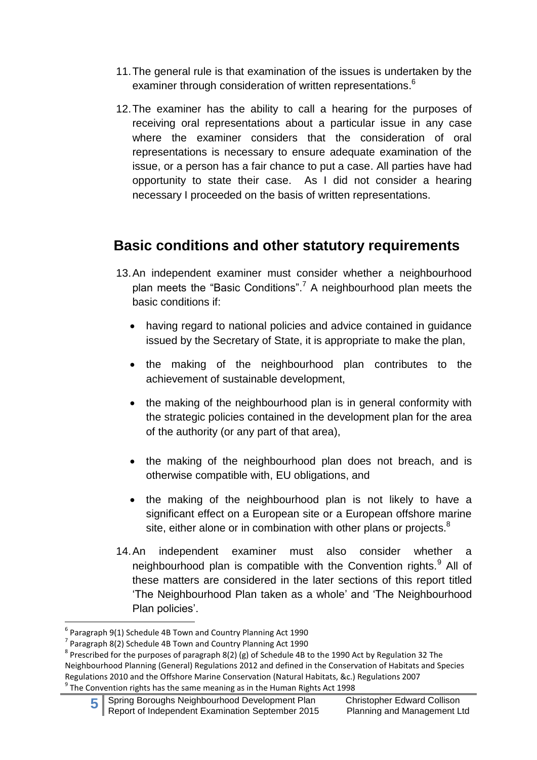11. The general rule is that examination of the issues is undertaken by the examiner through consideration of written representations.[6]

12. The examiner has the ability to call a hearing for the purposes of receiving oral representations about a particular issue in any case where the examiner considers that the consideration of oral representations is necessary to ensure adequate examination of the issue, or a person has a fair chance to put a case. All parties have had opportunity to state their case. As I did not consider a hearing necessary I proceeded on the basis of written representations.

## Basic conditions and other statutory requirements

13. An independent examiner must consider whether a neighbourhood plan meets the "Basic Conditions".[7] A neighbourhood plan meets the basic conditions if:

   - having regard to national policies and advice contained in guidance issued by the Secretary of State, it is appropriate to make the plan,
   - the making of the neighbourhood plan contributes to the achievement of sustainable development,
   - the making of the neighbourhood plan is in general conformity with the strategic policies contained in the development plan for the area of the authority (or any part of that area),
   - the making of the neighbourhood plan does not breach, and is otherwise compatible with, EU obligations, and
   - the making of the neighbourhood plan is not likely to have a significant effect on a European site or a European offshore marine site, either alone or in combination with other plans or projects.[8]

14. An independent examiner must also consider whether a neighbourhood plan is compatible with the Convention rights.[9] All of these matters are considered in the later sections of this report titled 'The Neighbourhood Plan taken as a whole' and 'The Neighbourhood Plan policies'.

---

[6] Paragraph 9(1) Schedule 4B Town and Country Planning Act 1990

[7] Paragraph 8(2) Schedule 4B Town and Country Planning Act 1990

[8] Prescribed for the purposes of paragraph 8(2) (g) of Schedule 4B to the 1990 Act by Regulation 32 The Neighbourhood Planning (General) Regulations 2012 and defined in the Conservation of Habitats and Species Regulations 2010 and the Offshore Marine Conservation (Natural Habitats, &c.) Regulations 2007

[9] The Convention rights has the same meaning as in the Human Rights Act 1998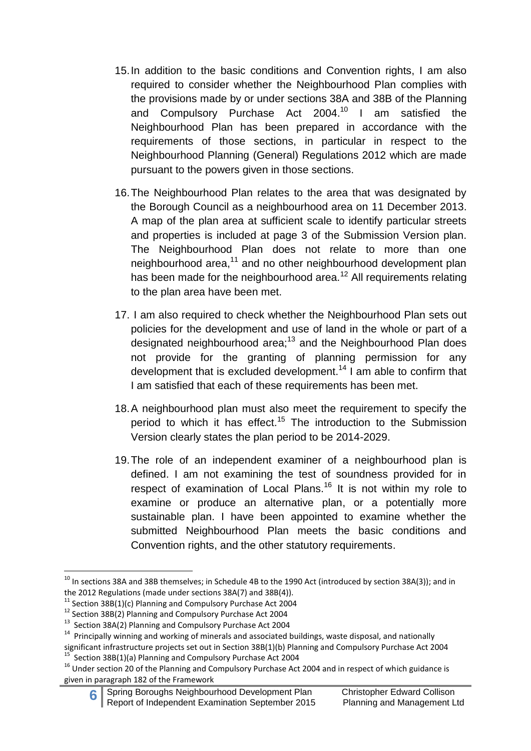15. In addition to the basic conditions and Convention rights, I am also required to consider whether the Neighbourhood Plan complies with the provisions made by or under sections 38A and 38B of the Planning and Compulsory Purchase Act 2004.[10] I am satisfied the Neighbourhood Plan has been prepared in accordance with the requirements of those sections, in particular in respect to the Neighbourhood Planning (General) Regulations 2012 which are made pursuant to the powers given in those sections.

16. The Neighbourhood Plan relates to the area that was designated by the Borough Council as a neighbourhood area on 11 December 2013. A map of the plan area at sufficient scale to identify particular streets and properties is included at page 3 of the Submission Version plan. The Neighbourhood Plan does not relate to more than one neighbourhood area,[11] and no other neighbourhood development plan has been made for the neighbourhood area.[12] All requirements relating to the plan area have been met.

17. I am also required to check whether the Neighbourhood Plan sets out policies for the development and use of land in the whole or part of a designated neighbourhood area;[13] and the Neighbourhood Plan does not provide for the granting of planning permission for any development that is excluded development.[14] I am able to confirm that I am satisfied that each of these requirements has been met.

18. A neighbourhood plan must also meet the requirement to specify the period to which it has effect.[15] The introduction to the Submission Version clearly states the plan period to be 2014-2029.

19. The role of an independent examiner of a neighbourhood plan is defined. I am not examining the test of soundness provided for in respect of examination of Local Plans.[16] It is not within my role to examine or produce an alternative plan, or a potentially more sustainable plan. I have been appointed to examine whether the submitted Neighbourhood Plan meets the basic conditions and Convention rights, and the other statutory requirements.

---

[10] In sections 38A and 38B themselves; in Schedule 4B to the 1990 Act (introduced by section 38A(3)); and in the 2012 Regulations (made under sections 38A(7) and 38B(4)).

[11] Section 38B(1)(c) Planning and Compulsory Purchase Act 2004

[12] Section 38B(2) Planning and Compulsory Purchase Act 2004

[13] Section 38A(2) Planning and Compulsory Purchase Act 2004

[14] Principally winning and working of minerals and associated buildings, waste disposal, and nationally significant infrastructure projects set out in Section 38B(1)(b) Planning and Compulsory Purchase Act 2004

[15] Section 38B(1)(a) Planning and Compulsory Purchase Act 2004

[16] Under section 20 of the Planning and Compulsory Purchase Act 2004 and in respect of which guidance is given in paragraph 182 of the Framework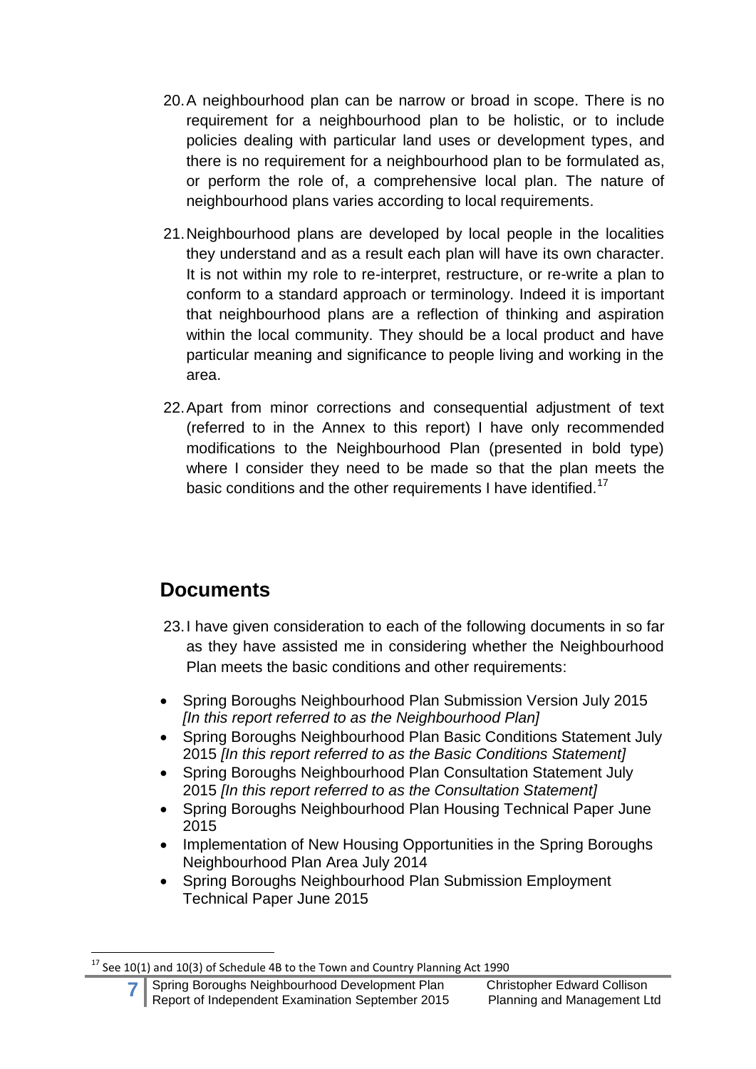20. A neighbourhood plan can be narrow or broad in scope. There is no requirement for a neighbourhood plan to be holistic, or to include policies dealing with particular land uses or development types, and there is no requirement for a neighbourhood plan to be formulated as, or perform the role of, a comprehensive local plan. The nature of neighbourhood plans varies according to local requirements.

21. Neighbourhood plans are developed by local people in the localities they understand and as a result each plan will have its own character. It is not within my role to re-interpret, restructure, or re-write a plan to conform to a standard approach or terminology. Indeed it is important that neighbourhood plans are a reflection of thinking and aspiration within the local community. They should be a local product and have particular meaning and significance to people living and working in the area.

22. Apart from minor corrections and consequential adjustment of text (referred to in the Annex to this report) I have only recommended modifications to the Neighbourhood Plan (presented in bold type) where I consider they need to be made so that the plan meets the basic conditions and the other requirements I have identified.[17]

## Documents

23. I have given consideration to each of the following documents in so far as they have assisted me in considering whether the Neighbourhood Plan meets the basic conditions and other requirements:

- Spring Boroughs Neighbourhood Plan Submission Version July 2015 *[In this report referred to as the Neighbourhood Plan]*
- Spring Boroughs Neighbourhood Plan Basic Conditions Statement July 2015 *[In this report referred to as the Basic Conditions Statement]*
- Spring Boroughs Neighbourhood Plan Consultation Statement July 2015 *[In this report referred to as the Consultation Statement]*
- Spring Boroughs Neighbourhood Plan Housing Technical Paper June 2015
- Implementation of New Housing Opportunities in the Spring Boroughs Neighbourhood Plan Area July 2014
- Spring Boroughs Neighbourhood Plan Submission Employment Technical Paper June 2015

[17] See 10(1) and 10(3) of Schedule 4B to the Town and Country Planning Act 1990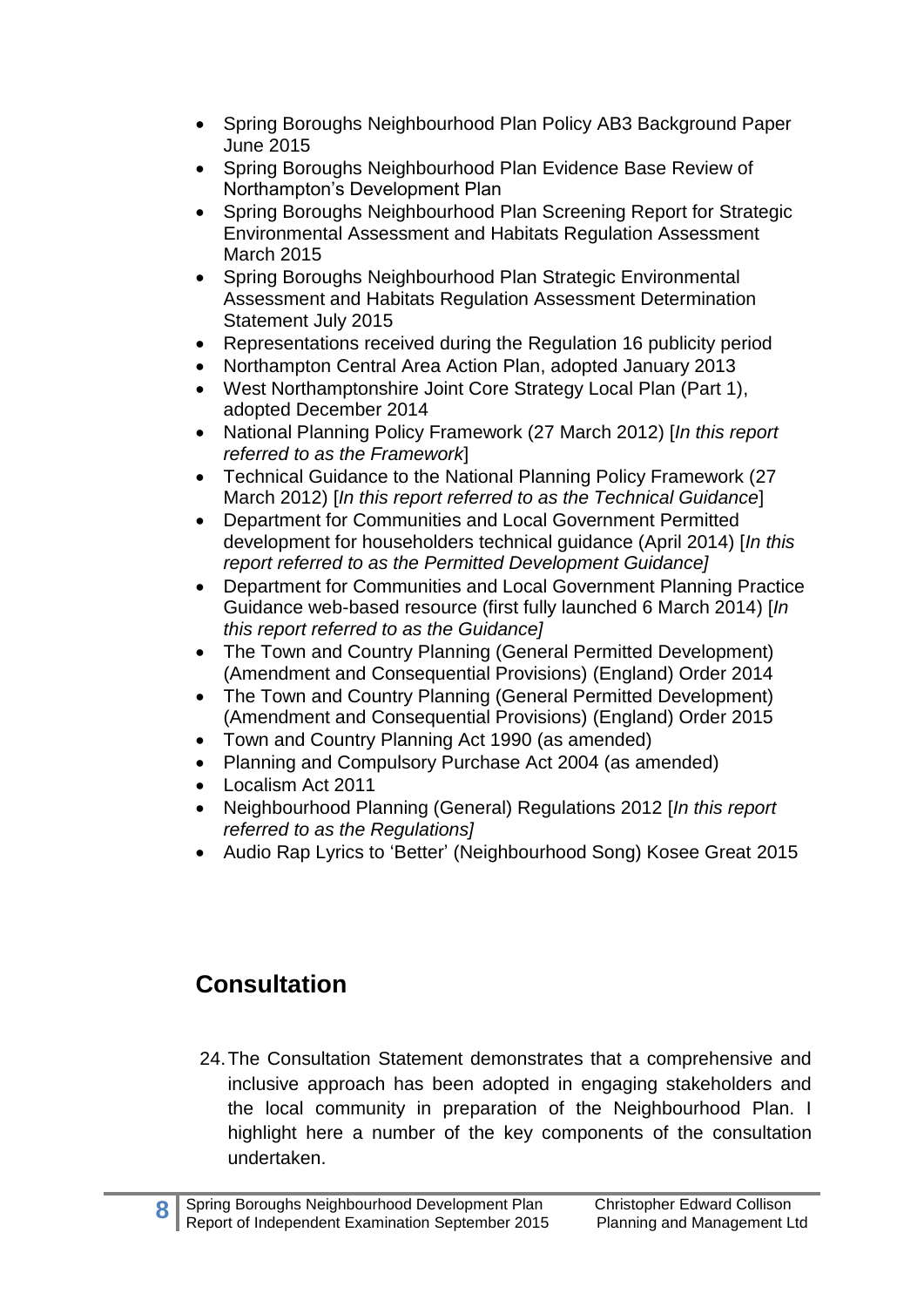- Spring Boroughs Neighbourhood Plan Policy AB3 Background Paper June 2015
- Spring Boroughs Neighbourhood Plan Evidence Base Review of Northampton's Development Plan
- Spring Boroughs Neighbourhood Plan Screening Report for Strategic Environmental Assessment and Habitats Regulation Assessment March 2015
- Spring Boroughs Neighbourhood Plan Strategic Environmental Assessment and Habitats Regulation Assessment Determination Statement July 2015
- Representations received during the Regulation 16 publicity period
- Northampton Central Area Action Plan, adopted January 2013
- West Northamptonshire Joint Core Strategy Local Plan (Part 1), adopted December 2014
- National Planning Policy Framework (27 March 2012) [*In this report referred to as the Framework*]
- Technical Guidance to the National Planning Policy Framework (27 March 2012) [*In this report referred to as the Technical Guidance*]
- Department for Communities and Local Government Permitted development for householders technical guidance (April 2014) [*In this report referred to as the Permitted Development Guidance]*
- Department for Communities and Local Government Planning Practice Guidance web-based resource (first fully launched 6 March 2014) [*In this report referred to as the Guidance]*
- The Town and Country Planning (General Permitted Development) (Amendment and Consequential Provisions) (England) Order 2014
- The Town and Country Planning (General Permitted Development) (Amendment and Consequential Provisions) (England) Order 2015
- Town and Country Planning Act 1990 (as amended)
- Planning and Compulsory Purchase Act 2004 (as amended)
- Localism Act 2011
- Neighbourhood Planning (General) Regulations 2012 [*In this report referred to as the Regulations]*
- Audio Rap Lyrics to 'Better' (Neighbourhood Song) Kosee Great 2015

## Consultation

24. The Consultation Statement demonstrates that a comprehensive and inclusive approach has been adopted in engaging stakeholders and the local community in preparation of the Neighbourhood Plan. I highlight here a number of the key components of the consultation undertaken.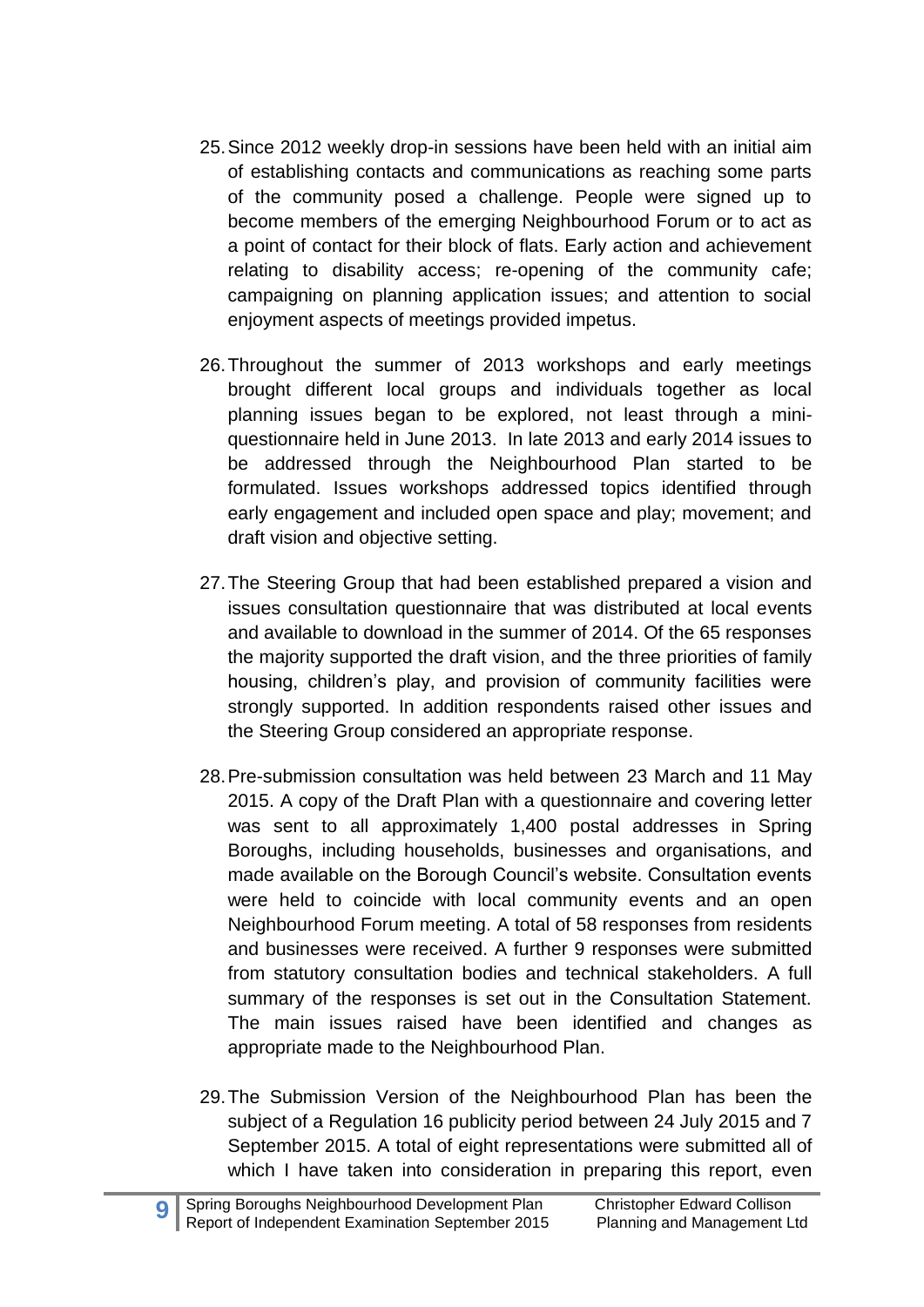25. Since 2012 weekly drop-in sessions have been held with an initial aim of establishing contacts and communications as reaching some parts of the community posed a challenge. People were signed up to become members of the emerging Neighbourhood Forum or to act as a point of contact for their block of flats. Early action and achievement relating to disability access; re-opening of the community cafe; campaigning on planning application issues; and attention to social enjoyment aspects of meetings provided impetus.

26. Throughout the summer of 2013 workshops and early meetings brought different local groups and individuals together as local planning issues began to be explored, not least through a mini-questionnaire held in June 2013. In late 2013 and early 2014 issues to be addressed through the Neighbourhood Plan started to be formulated. Issues workshops addressed topics identified through early engagement and included open space and play; movement; and draft vision and objective setting.

27. The Steering Group that had been established prepared a vision and issues consultation questionnaire that was distributed at local events and available to download in the summer of 2014. Of the 65 responses the majority supported the draft vision, and the three priorities of family housing, children's play, and provision of community facilities were strongly supported. In addition respondents raised other issues and the Steering Group considered an appropriate response.

28. Pre-submission consultation was held between 23 March and 11 May 2015. A copy of the Draft Plan with a questionnaire and covering letter was sent to all approximately 1,400 postal addresses in Spring Boroughs, including households, businesses and organisations, and made available on the Borough Council's website. Consultation events were held to coincide with local community events and an open Neighbourhood Forum meeting. A total of 58 responses from residents and businesses were received. A further 9 responses were submitted from statutory consultation bodies and technical stakeholders. A full summary of the responses is set out in the Consultation Statement. The main issues raised have been identified and changes as appropriate made to the Neighbourhood Plan.

29. The Submission Version of the Neighbourhood Plan has been the subject of a Regulation 16 publicity period between 24 July 2015 and 7 September 2015. A total of eight representations were submitted all of which I have taken into consideration in preparing this report, even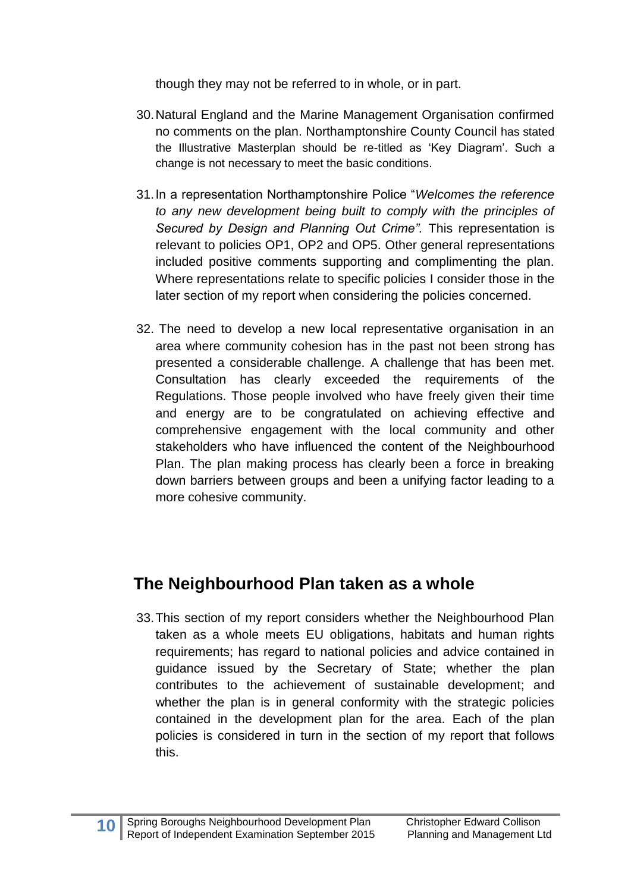though they may not be referred to in whole, or in part.

30. Natural England and the Marine Management Organisation confirmed no comments on the plan. Northamptonshire County Council has stated the Illustrative Masterplan should be re-titled as 'Key Diagram'. Such a change is not necessary to meet the basic conditions.

31. In a representation Northamptonshire Police "*Welcomes the reference to any new development being built to comply with the principles of Secured by Design and Planning Out Crime".* This representation is relevant to policies OP1, OP2 and OP5. Other general representations included positive comments supporting and complimenting the plan. Where representations relate to specific policies I consider those in the later section of my report when considering the policies concerned.

32. The need to develop a new local representative organisation in an area where community cohesion has in the past not been strong has presented a considerable challenge. A challenge that has been met. Consultation has clearly exceeded the requirements of the Regulations. Those people involved who have freely given their time and energy are to be congratulated on achieving effective and comprehensive engagement with the local community and other stakeholders who have influenced the content of the Neighbourhood Plan. The plan making process has clearly been a force in breaking down barriers between groups and been a unifying factor leading to a more cohesive community.

## The Neighbourhood Plan taken as a whole

33. This section of my report considers whether the Neighbourhood Plan taken as a whole meets EU obligations, habitats and human rights requirements; has regard to national policies and advice contained in guidance issued by the Secretary of State; whether the plan contributes to the achievement of sustainable development; and whether the plan is in general conformity with the strategic policies contained in the development plan for the area. Each of the plan policies is considered in turn in the section of my report that follows this.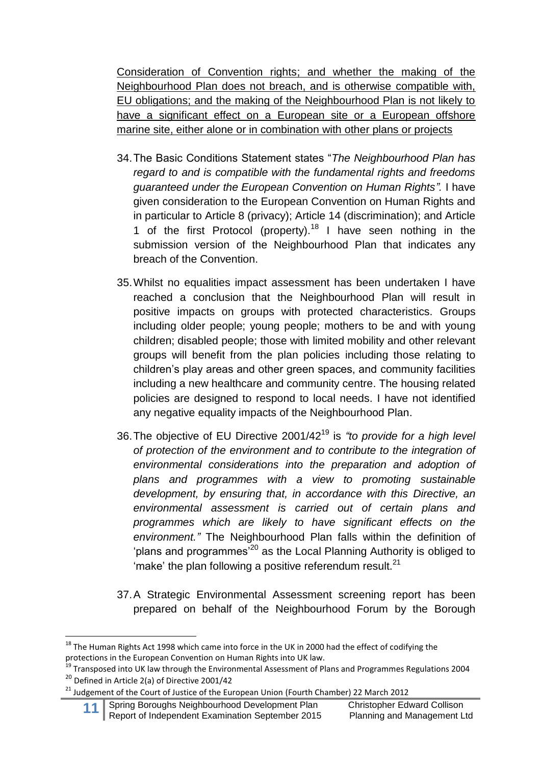<u>Consideration of Convention rights; and whether the making of the Neighbourhood Plan does not breach, and is otherwise compatible with, EU obligations; and the making of the Neighbourhood Plan is not likely to have a significant effect on a European site or a European offshore marine site, either alone or in combination with other plans or projects</u>

34. The Basic Conditions Statement states "*The Neighbourhood Plan has regard to and is compatible with the fundamental rights and freedoms guaranteed under the European Convention on Human Rights".* I have given consideration to the European Convention on Human Rights and in particular to Article 8 (privacy); Article 14 (discrimination); and Article 1 of the first Protocol (property).[18] I have seen nothing in the submission version of the Neighbourhood Plan that indicates any breach of the Convention.

35. Whilst no equalities impact assessment has been undertaken I have reached a conclusion that the Neighbourhood Plan will result in positive impacts on groups with protected characteristics. Groups including older people; young people; mothers to be and with young children; disabled people; those with limited mobility and other relevant groups will benefit from the plan policies including those relating to children's play areas and other green spaces, and community facilities including a new healthcare and community centre. The housing related policies are designed to respond to local needs. I have not identified any negative equality impacts of the Neighbourhood Plan.

36. The objective of EU Directive 2001/42[19] is *"to provide for a high level of protection of the environment and to contribute to the integration of environmental considerations into the preparation and adoption of plans and programmes with a view to promoting sustainable development, by ensuring that, in accordance with this Directive, an environmental assessment is carried out of certain plans and programmes which are likely to have significant effects on the environment."* The Neighbourhood Plan falls within the definition of 'plans and programmes'[20] as the Local Planning Authority is obliged to 'make' the plan following a positive referendum result.[21]

37. A Strategic Environmental Assessment screening report has been prepared on behalf of the Neighbourhood Forum by the Borough

---

[18] The Human Rights Act 1998 which came into force in the UK in 2000 had the effect of codifying the protections in the European Convention on Human Rights into UK law.

[19] Transposed into UK law through the Environmental Assessment of Plans and Programmes Regulations 2004

[20] Defined in Article 2(a) of Directive 2001/42

[21] Judgement of the Court of Justice of the European Union (Fourth Chamber) 22 March 2012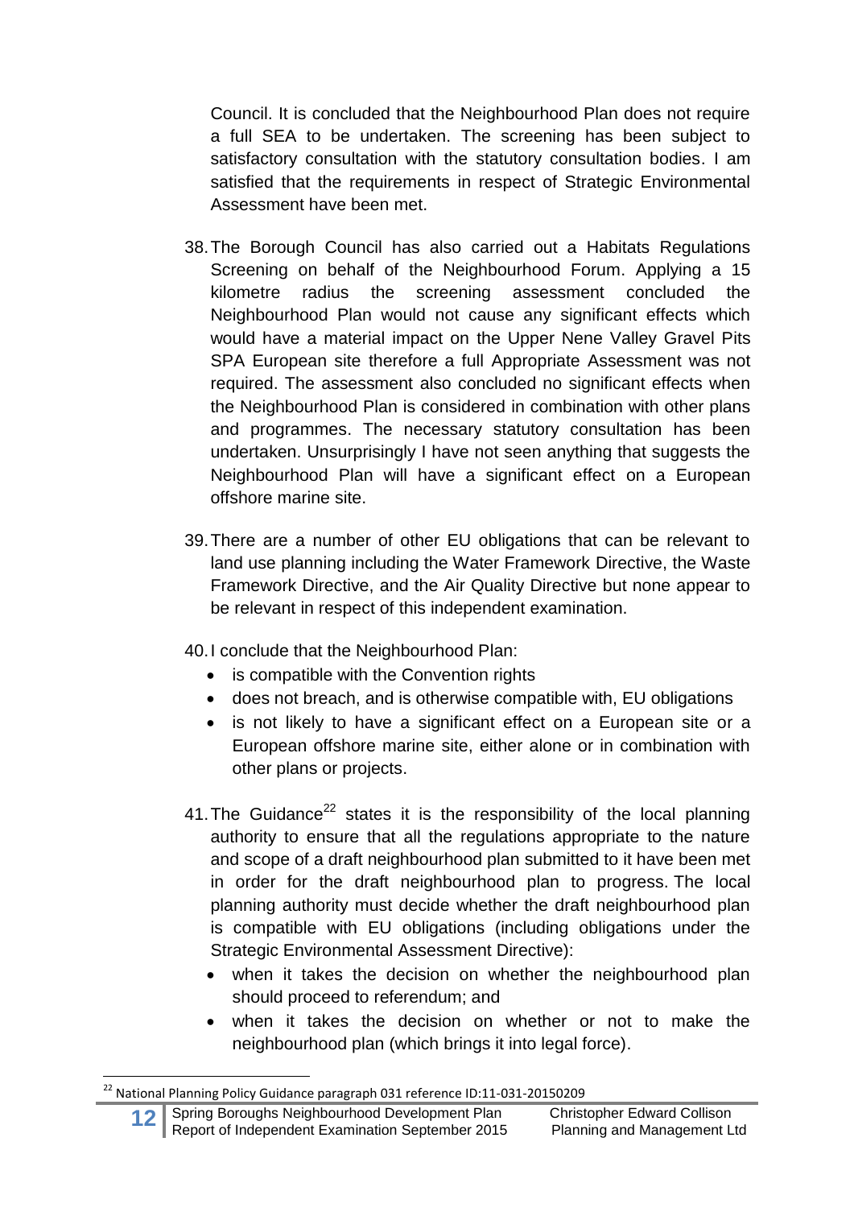Council. It is concluded that the Neighbourhood Plan does not require a full SEA to be undertaken. The screening has been subject to satisfactory consultation with the statutory consultation bodies. I am satisfied that the requirements in respect of Strategic Environmental Assessment have been met.

38. The Borough Council has also carried out a Habitats Regulations Screening on behalf of the Neighbourhood Forum. Applying a 15 kilometre radius the screening assessment concluded the Neighbourhood Plan would not cause any significant effects which would have a material impact on the Upper Nene Valley Gravel Pits SPA European site therefore a full Appropriate Assessment was not required. The assessment also concluded no significant effects when the Neighbourhood Plan is considered in combination with other plans and programmes. The necessary statutory consultation has been undertaken. Unsurprisingly I have not seen anything that suggests the Neighbourhood Plan will have a significant effect on a European offshore marine site.

39. There are a number of other EU obligations that can be relevant to land use planning including the Water Framework Directive, the Waste Framework Directive, and the Air Quality Directive but none appear to be relevant in respect of this independent examination.

40. I conclude that the Neighbourhood Plan:
   - is compatible with the Convention rights
   - does not breach, and is otherwise compatible with, EU obligations
   - is not likely to have a significant effect on a European site or a European offshore marine site, either alone or in combination with other plans or projects.

41. The Guidance[22] states it is the responsibility of the local planning authority to ensure that all the regulations appropriate to the nature and scope of a draft neighbourhood plan submitted to it have been met in order for the draft neighbourhood plan to progress. The local planning authority must decide whether the draft neighbourhood plan is compatible with EU obligations (including obligations under the Strategic Environmental Assessment Directive):
   - when it takes the decision on whether the neighbourhood plan should proceed to referendum; and
   - when it takes the decision on whether or not to make the neighbourhood plan (which brings it into legal force).

---

[22] National Planning Policy Guidance paragraph 031 reference ID:11-031-20150209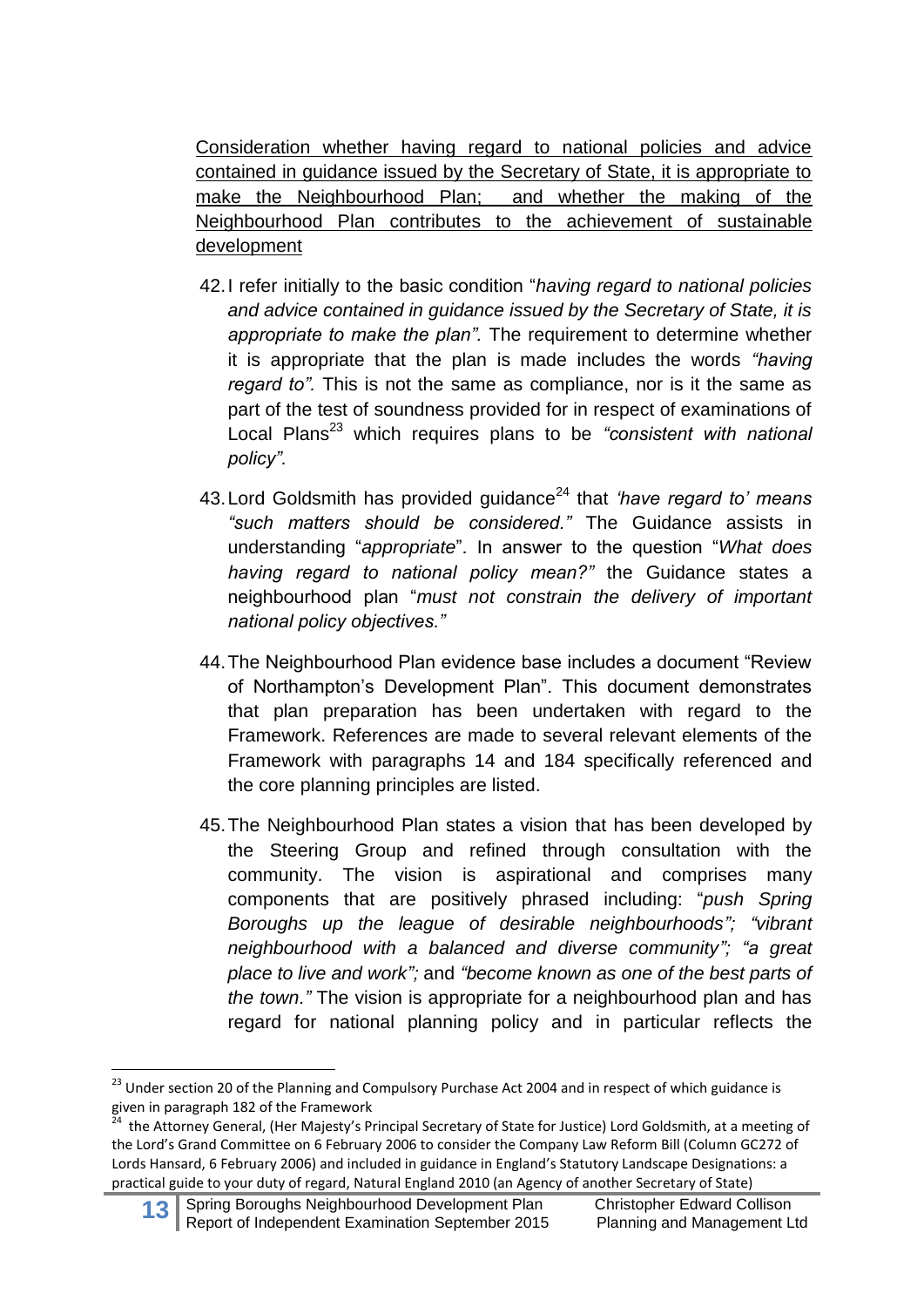<u>Consideration whether having regard to national policies and advice contained in guidance issued by the Secretary of State, it is appropriate to make the Neighbourhood Plan; and whether the making of the Neighbourhood Plan contributes to the achievement of sustainable development</u>

42. I refer initially to the basic condition "*having regard to national policies and advice contained in guidance issued by the Secretary of State, it is appropriate to make the plan".* The requirement to determine whether it is appropriate that the plan is made includes the words *"having regard to".* This is not the same as compliance, nor is it the same as part of the test of soundness provided for in respect of examinations of Local Plans[23] which requires plans to be *"consistent with national policy".*

43. Lord Goldsmith has provided guidance[24] that *'have regard to' means "such matters should be considered."* The Guidance assists in understanding "*appropriate*". In answer to the question "*What does having regard to national policy mean?"* the Guidance states a neighbourhood plan "*must not constrain the delivery of important national policy objectives."*

44. The Neighbourhood Plan evidence base includes a document "Review of Northampton's Development Plan". This document demonstrates that plan preparation has been undertaken with regard to the Framework. References are made to several relevant elements of the Framework with paragraphs 14 and 184 specifically referenced and the core planning principles are listed.

45. The Neighbourhood Plan states a vision that has been developed by the Steering Group and refined through consultation with the community. The vision is aspirational and comprises many components that are positively phrased including: "*push Spring Boroughs up the league of desirable neighbourhoods"; "vibrant neighbourhood with a balanced and diverse community"; "a great place to live and work";* and *"become known as one of the best parts of the town."* The vision is appropriate for a neighbourhood plan and has regard for national planning policy and in particular reflects the

---

[23] Under section 20 of the Planning and Compulsory Purchase Act 2004 and in respect of which guidance is given in paragraph 182 of the Framework

[24] the Attorney General, (Her Majesty's Principal Secretary of State for Justice) Lord Goldsmith, at a meeting of the Lord's Grand Committee on 6 February 2006 to consider the Company Law Reform Bill (Column GC272 of Lords Hansard, 6 February 2006) and included in guidance in England's Statutory Landscape Designations: a practical guide to your duty of regard, Natural England 2010 (an Agency of another Secretary of State)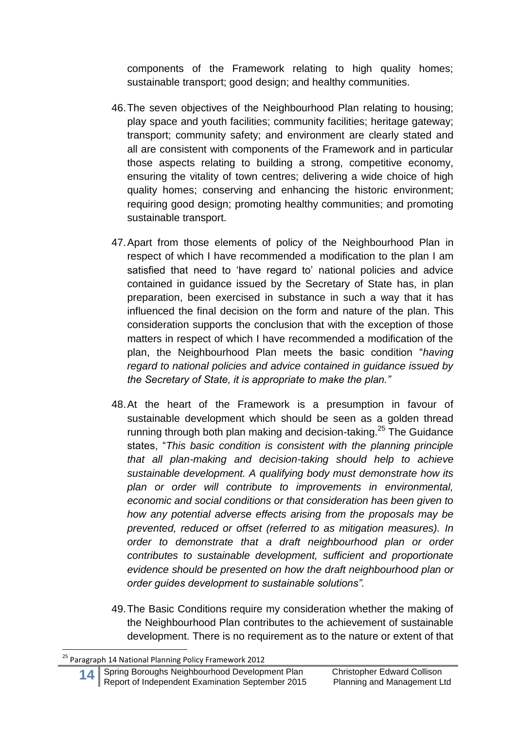components of the Framework relating to high quality homes; sustainable transport; good design; and healthy communities.

46. The seven objectives of the Neighbourhood Plan relating to housing; play space and youth facilities; community facilities; heritage gateway; transport; community safety; and environment are clearly stated and all are consistent with components of the Framework and in particular those aspects relating to building a strong, competitive economy, ensuring the vitality of town centres; delivering a wide choice of high quality homes; conserving and enhancing the historic environment; requiring good design; promoting healthy communities; and promoting sustainable transport.

47. Apart from those elements of policy of the Neighbourhood Plan in respect of which I have recommended a modification to the plan I am satisfied that need to 'have regard to' national policies and advice contained in guidance issued by the Secretary of State has, in plan preparation, been exercised in substance in such a way that it has influenced the final decision on the form and nature of the plan. This consideration supports the conclusion that with the exception of those matters in respect of which I have recommended a modification of the plan, the Neighbourhood Plan meets the basic condition "*having regard to national policies and advice contained in guidance issued by the Secretary of State, it is appropriate to make the plan."*

48. At the heart of the Framework is a presumption in favour of sustainable development which should be seen as a golden thread running through both plan making and decision-taking.[25] The Guidance states, "*This basic condition is consistent with the planning principle that all plan-making and decision-taking should help to achieve sustainable development. A qualifying body must demonstrate how its plan or order will contribute to improvements in environmental, economic and social conditions or that consideration has been given to how any potential adverse effects arising from the proposals may be prevented, reduced or offset (referred to as mitigation measures). In order to demonstrate that a draft neighbourhood plan or order contributes to sustainable development, sufficient and proportionate evidence should be presented on how the draft neighbourhood plan or order guides development to sustainable solutions".*

49. The Basic Conditions require my consideration whether the making of the Neighbourhood Plan contributes to the achievement of sustainable development. There is no requirement as to the nature or extent of that

---

[25] Paragraph 14 National Planning Policy Framework 2012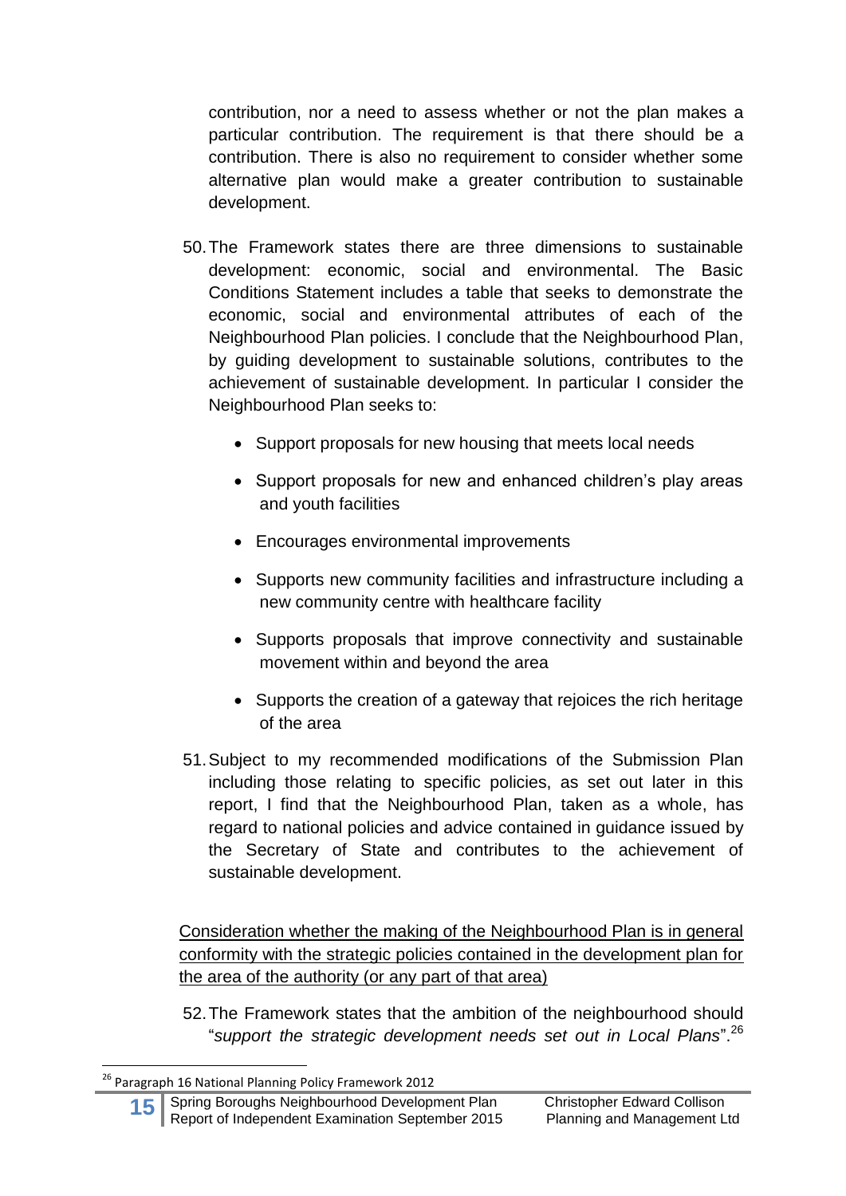contribution, nor a need to assess whether or not the plan makes a particular contribution. The requirement is that there should be a contribution. There is also no requirement to consider whether some alternative plan would make a greater contribution to sustainable development.

50. The Framework states there are three dimensions to sustainable development: economic, social and environmental. The Basic Conditions Statement includes a table that seeks to demonstrate the economic, social and environmental attributes of each of the Neighbourhood Plan policies. I conclude that the Neighbourhood Plan, by guiding development to sustainable solutions, contributes to the achievement of sustainable development. In particular I consider the Neighbourhood Plan seeks to:

    - Support proposals for new housing that meets local needs
    - Support proposals for new and enhanced children's play areas and youth facilities
    - Encourages environmental improvements
    - Supports new community facilities and infrastructure including a new community centre with healthcare facility
    - Supports proposals that improve connectivity and sustainable movement within and beyond the area
    - Supports the creation of a gateway that rejoices the rich heritage of the area

51. Subject to my recommended modifications of the Submission Plan including those relating to specific policies, as set out later in this report, I find that the Neighbourhood Plan, taken as a whole, has regard to national policies and advice contained in guidance issued by the Secretary of State and contributes to the achievement of sustainable development.

<u>Consideration whether the making of the Neighbourhood Plan is in general conformity with the strategic policies contained in the development plan for the area of the authority (or any part of that area)</u>

52. The Framework states that the ambition of the neighbourhood should "*support the strategic development needs set out in Local Plans*".[26]

[26] Paragraph 16 National Planning Policy Framework 2012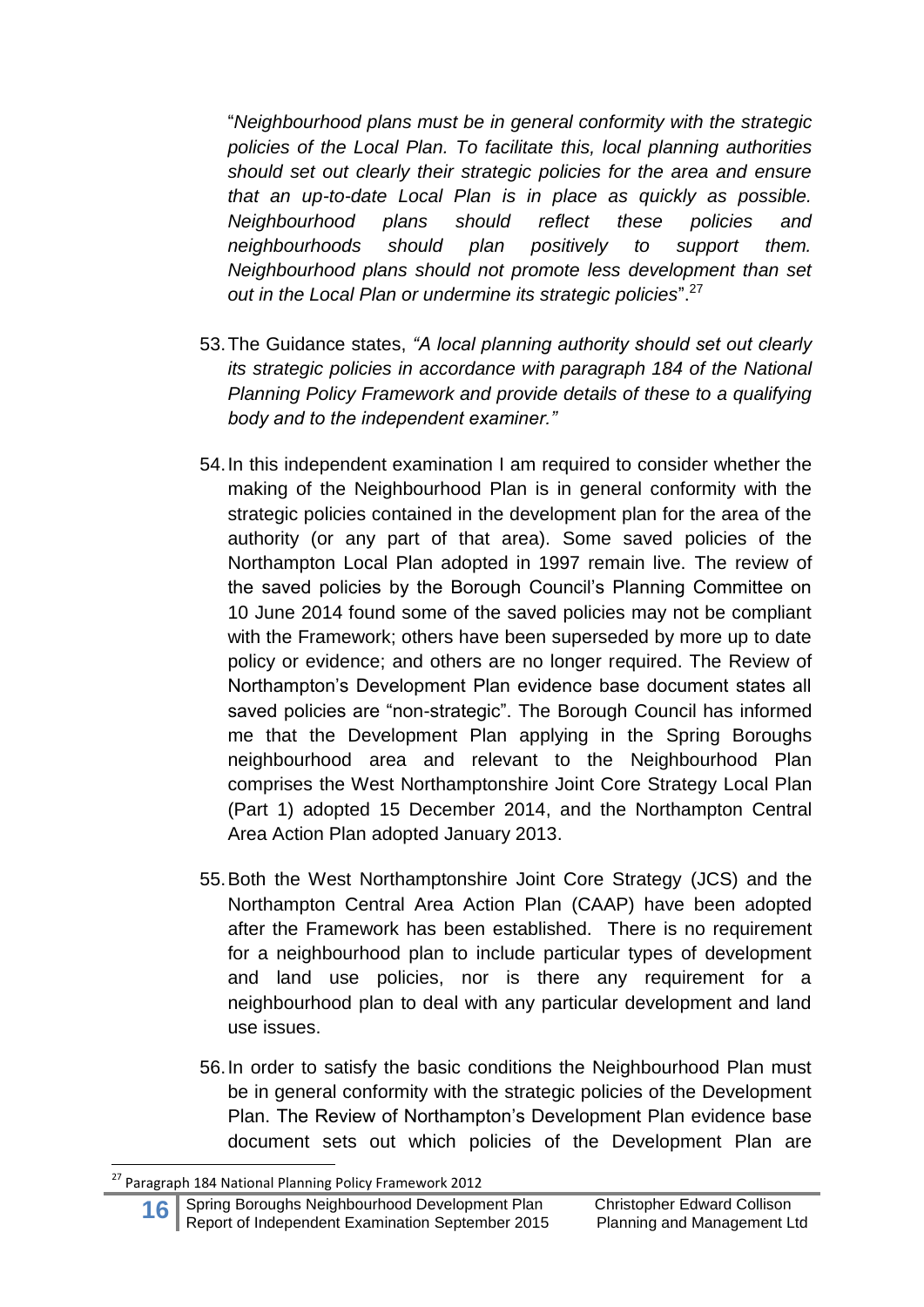"*Neighbourhood plans must be in general conformity with the strategic policies of the Local Plan. To facilitate this, local planning authorities should set out clearly their strategic policies for the area and ensure that an up-to-date Local Plan is in place as quickly as possible. Neighbourhood plans should reflect these policies and neighbourhoods should plan positively to support them. Neighbourhood plans should not promote less development than set out in the Local Plan or undermine its strategic policies*".[27]

53. The Guidance states, *"A local planning authority should set out clearly its strategic policies in accordance with paragraph 184 of the National Planning Policy Framework and provide details of these to a qualifying body and to the independent examiner."*

54. In this independent examination I am required to consider whether the making of the Neighbourhood Plan is in general conformity with the strategic policies contained in the development plan for the area of the authority (or any part of that area). Some saved policies of the Northampton Local Plan adopted in 1997 remain live. The review of the saved policies by the Borough Council's Planning Committee on 10 June 2014 found some of the saved policies may not be compliant with the Framework; others have been superseded by more up to date policy or evidence; and others are no longer required. The Review of Northampton's Development Plan evidence base document states all saved policies are "non-strategic". The Borough Council has informed me that the Development Plan applying in the Spring Boroughs neighbourhood area and relevant to the Neighbourhood Plan comprises the West Northamptonshire Joint Core Strategy Local Plan (Part 1) adopted 15 December 2014, and the Northampton Central Area Action Plan adopted January 2013.

55. Both the West Northamptonshire Joint Core Strategy (JCS) and the Northampton Central Area Action Plan (CAAP) have been adopted after the Framework has been established. There is no requirement for a neighbourhood plan to include particular types of development and land use policies, nor is there any requirement for a neighbourhood plan to deal with any particular development and land use issues.

56. In order to satisfy the basic conditions the Neighbourhood Plan must be in general conformity with the strategic policies of the Development Plan. The Review of Northampton's Development Plan evidence base document sets out which policies of the Development Plan are

[27] Paragraph 184 National Planning Policy Framework 2012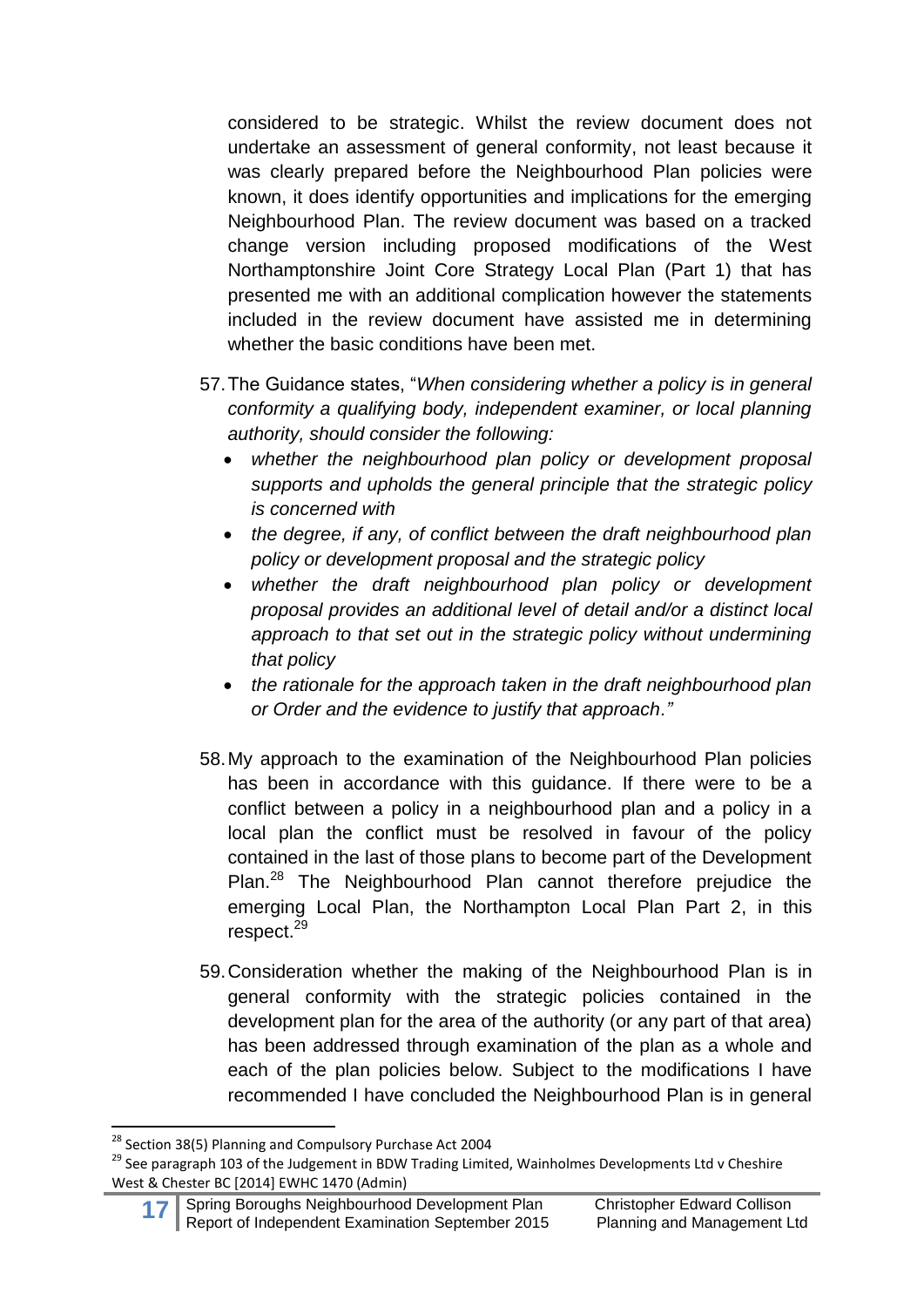considered to be strategic. Whilst the review document does not undertake an assessment of general conformity, not least because it was clearly prepared before the Neighbourhood Plan policies were known, it does identify opportunities and implications for the emerging Neighbourhood Plan. The review document was based on a tracked change version including proposed modifications of the West Northamptonshire Joint Core Strategy Local Plan (Part 1) that has presented me with an additional complication however the statements included in the review document have assisted me in determining whether the basic conditions have been met.

57. The Guidance states, "*When considering whether a policy is in general conformity a qualifying body, independent examiner, or local planning authority, should consider the following:*
    - *whether the neighbourhood plan policy or development proposal supports and upholds the general principle that the strategic policy is concerned with*
    - *the degree, if any, of conflict between the draft neighbourhood plan policy or development proposal and the strategic policy*
    - *whether the draft neighbourhood plan policy or development proposal provides an additional level of detail and/or a distinct local approach to that set out in the strategic policy without undermining that policy*
    - *the rationale for the approach taken in the draft neighbourhood plan or Order and the evidence to justify that approach*."

58. My approach to the examination of the Neighbourhood Plan policies has been in accordance with this guidance. If there were to be a conflict between a policy in a neighbourhood plan and a policy in a local plan the conflict must be resolved in favour of the policy contained in the last of those plans to become part of the Development Plan.[28] The Neighbourhood Plan cannot therefore prejudice the emerging Local Plan, the Northampton Local Plan Part 2, in this respect.[29]

59. Consideration whether the making of the Neighbourhood Plan is in general conformity with the strategic policies contained in the development plan for the area of the authority (or any part of that area) has been addressed through examination of the plan as a whole and each of the plan policies below. Subject to the modifications I have recommended I have concluded the Neighbourhood Plan is in general

[28] Section 38(5) Planning and Compulsory Purchase Act 2004

[29] See paragraph 103 of the Judgement in BDW Trading Limited, Wainholmes Developments Ltd v Cheshire West & Chester BC [2014] EWHC 1470 (Admin)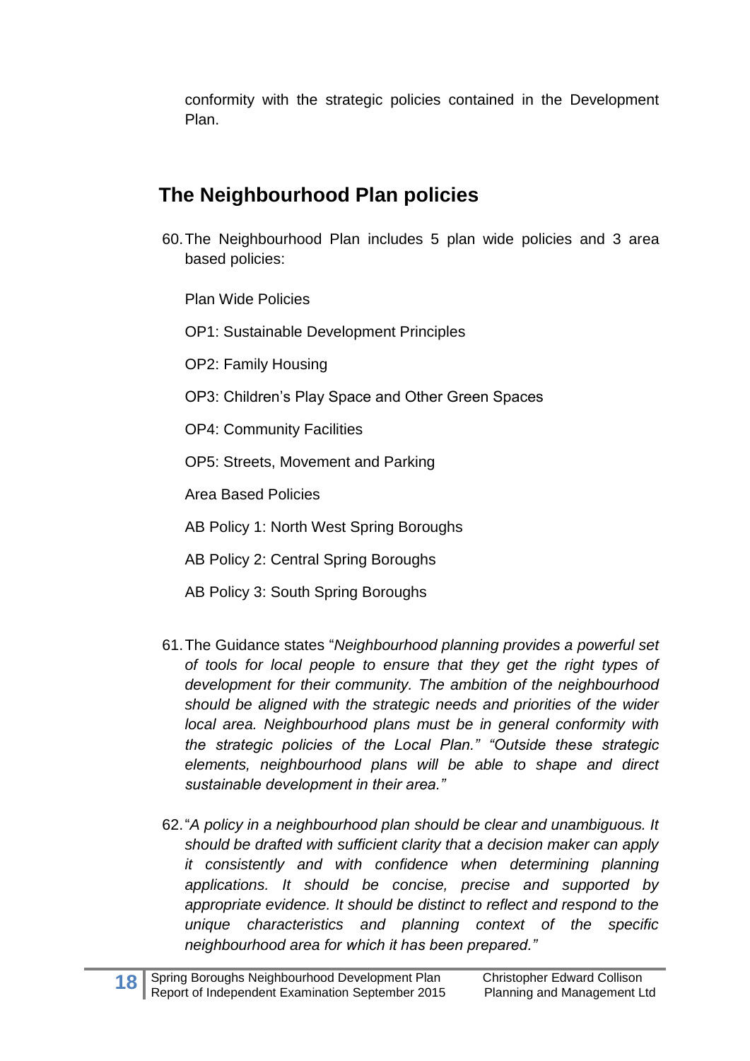conformity with the strategic policies contained in the Development Plan.

## The Neighbourhood Plan policies

60. The Neighbourhood Plan includes 5 plan wide policies and 3 area based policies:

    Plan Wide Policies

    OP1: Sustainable Development Principles

    OP2: Family Housing

    OP3: Children's Play Space and Other Green Spaces

    OP4: Community Facilities

    OP5: Streets, Movement and Parking

    Area Based Policies

    AB Policy 1: North West Spring Boroughs

    AB Policy 2: Central Spring Boroughs

    AB Policy 3: South Spring Boroughs

61. The Guidance states "*Neighbourhood planning provides a powerful set of tools for local people to ensure that they get the right types of development for their community. The ambition of the neighbourhood should be aligned with the strategic needs and priorities of the wider local area. Neighbourhood plans must be in general conformity with the strategic policies of the Local Plan." "Outside these strategic elements, neighbourhood plans will be able to shape and direct sustainable development in their area."*

62. "*A policy in a neighbourhood plan should be clear and unambiguous. It should be drafted with sufficient clarity that a decision maker can apply it consistently and with confidence when determining planning applications. It should be concise, precise and supported by appropriate evidence. It should be distinct to reflect and respond to the unique characteristics and planning context of the specific neighbourhood area for which it has been prepared."*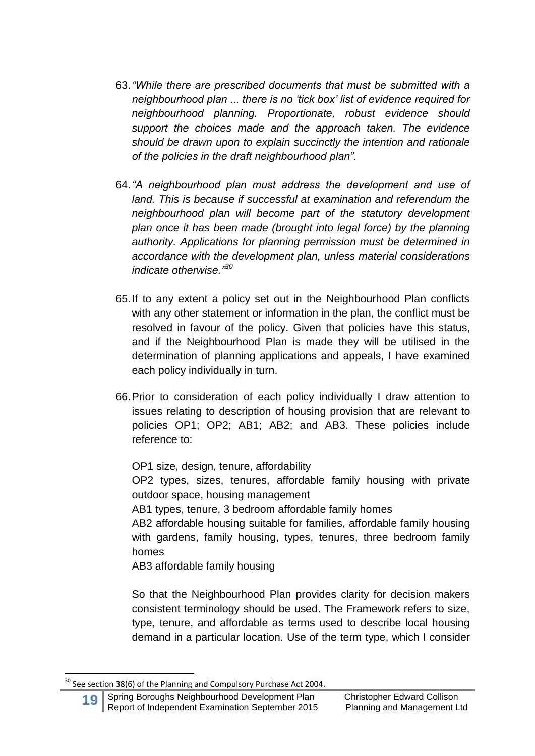63. *"While there are prescribed documents that must be submitted with a neighbourhood plan ... there is no 'tick box' list of evidence required for neighbourhood planning. Proportionate, robust evidence should support the choices made and the approach taken. The evidence should be drawn upon to explain succinctly the intention and rationale of the policies in the draft neighbourhood plan".*

64. *"A neighbourhood plan must address the development and use of land. This is because if successful at examination and referendum the neighbourhood plan will become part of the statutory development plan once it has been made (brought into legal force) by the planning authority. Applications for planning permission must be determined in accordance with the development plan, unless material considerations indicate otherwise."*[30]

65. If to any extent a policy set out in the Neighbourhood Plan conflicts with any other statement or information in the plan, the conflict must be resolved in favour of the policy. Given that policies have this status, and if the Neighbourhood Plan is made they will be utilised in the determination of planning applications and appeals, I have examined each policy individually in turn.

66. Prior to consideration of each policy individually I draw attention to issues relating to description of housing provision that are relevant to policies OP1; OP2; AB1; AB2; and AB3. These policies include reference to:

    OP1 size, design, tenure, affordability
    OP2 types, sizes, tenures, affordable family housing with private outdoor space, housing management
    AB1 types, tenure, 3 bedroom affordable family homes
    AB2 affordable housing suitable for families, affordable family housing with gardens, family housing, types, tenures, three bedroom family homes
    AB3 affordable family housing

    So that the Neighbourhood Plan provides clarity for decision makers consistent terminology should be used. The Framework refers to size, type, tenure, and affordable as terms used to describe local housing demand in a particular location. Use of the term type, which I consider

---

[30] See section 38(6) of the Planning and Compulsory Purchase Act 2004.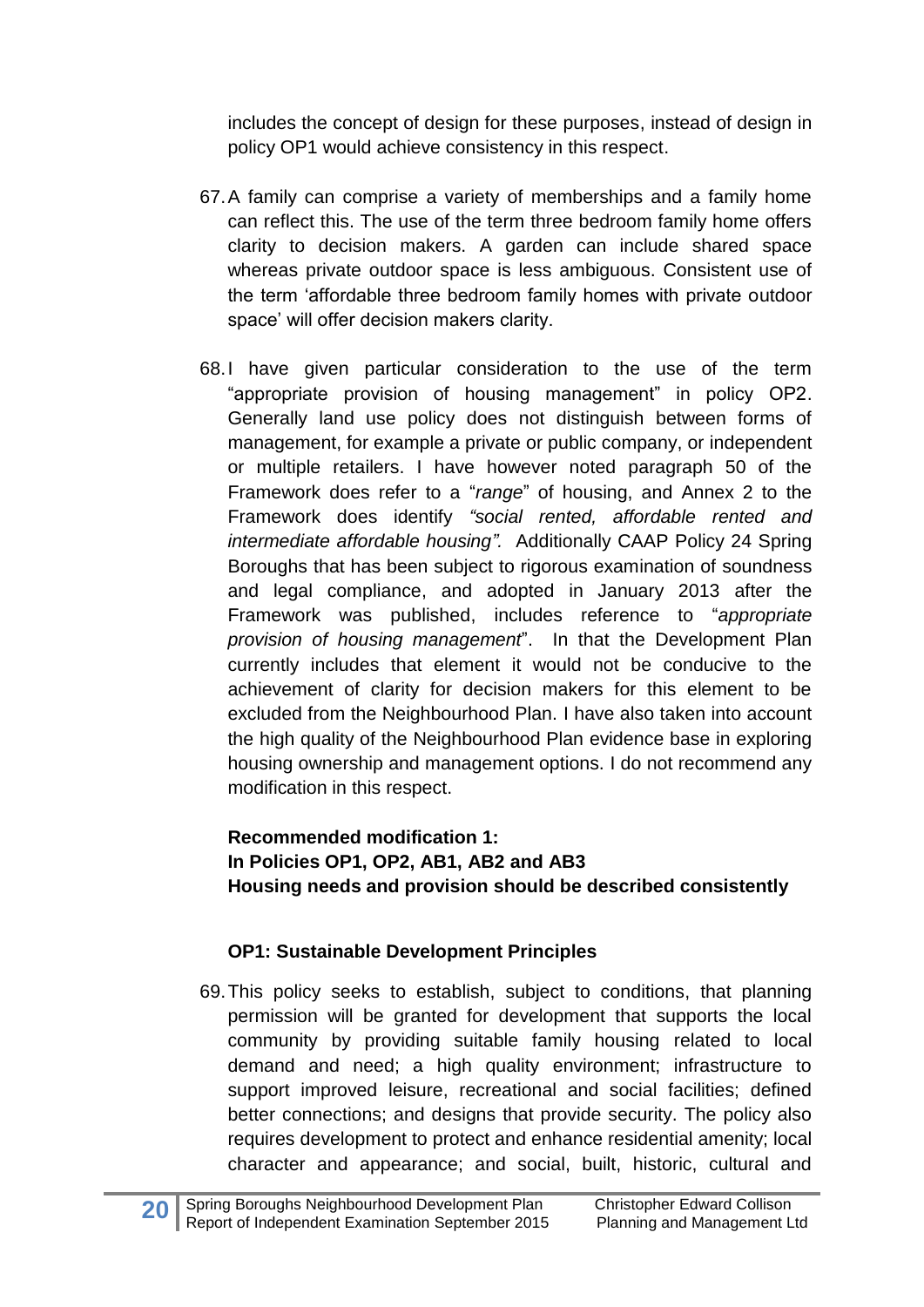includes the concept of design for these purposes, instead of design in policy OP1 would achieve consistency in this respect.

67. A family can comprise a variety of memberships and a family home can reflect this. The use of the term three bedroom family home offers clarity to decision makers. A garden can include shared space whereas private outdoor space is less ambiguous. Consistent use of the term 'affordable three bedroom family homes with private outdoor space' will offer decision makers clarity.

68. I have given particular consideration to the use of the term "appropriate provision of housing management" in policy OP2. Generally land use policy does not distinguish between forms of management, for example a private or public company, or independent or multiple retailers. I have however noted paragraph 50 of the Framework does refer to a "*range*" of housing, and Annex 2 to the Framework does identify *"social rented, affordable rented and intermediate affordable housing".* Additionally CAAP Policy 24 Spring Boroughs that has been subject to rigorous examination of soundness and legal compliance, and adopted in January 2013 after the Framework was published, includes reference to "*appropriate provision of housing management*". In that the Development Plan currently includes that element it would not be conducive to the achievement of clarity for decision makers for this element to be excluded from the Neighbourhood Plan. I have also taken into account the high quality of the Neighbourhood Plan evidence base in exploring housing ownership and management options. I do not recommend any modification in this respect.

**Recommended modification 1:**
**In Policies OP1, OP2, AB1, AB2 and AB3**
**Housing needs and provision should be described consistently**

**OP1: Sustainable Development Principles**

69. This policy seeks to establish, subject to conditions, that planning permission will be granted for development that supports the local community by providing suitable family housing related to local demand and need; a high quality environment; infrastructure to support improved leisure, recreational and social facilities; defined better connections; and designs that provide security. The policy also requires development to protect and enhance residential amenity; local character and appearance; and social, built, historic, cultural and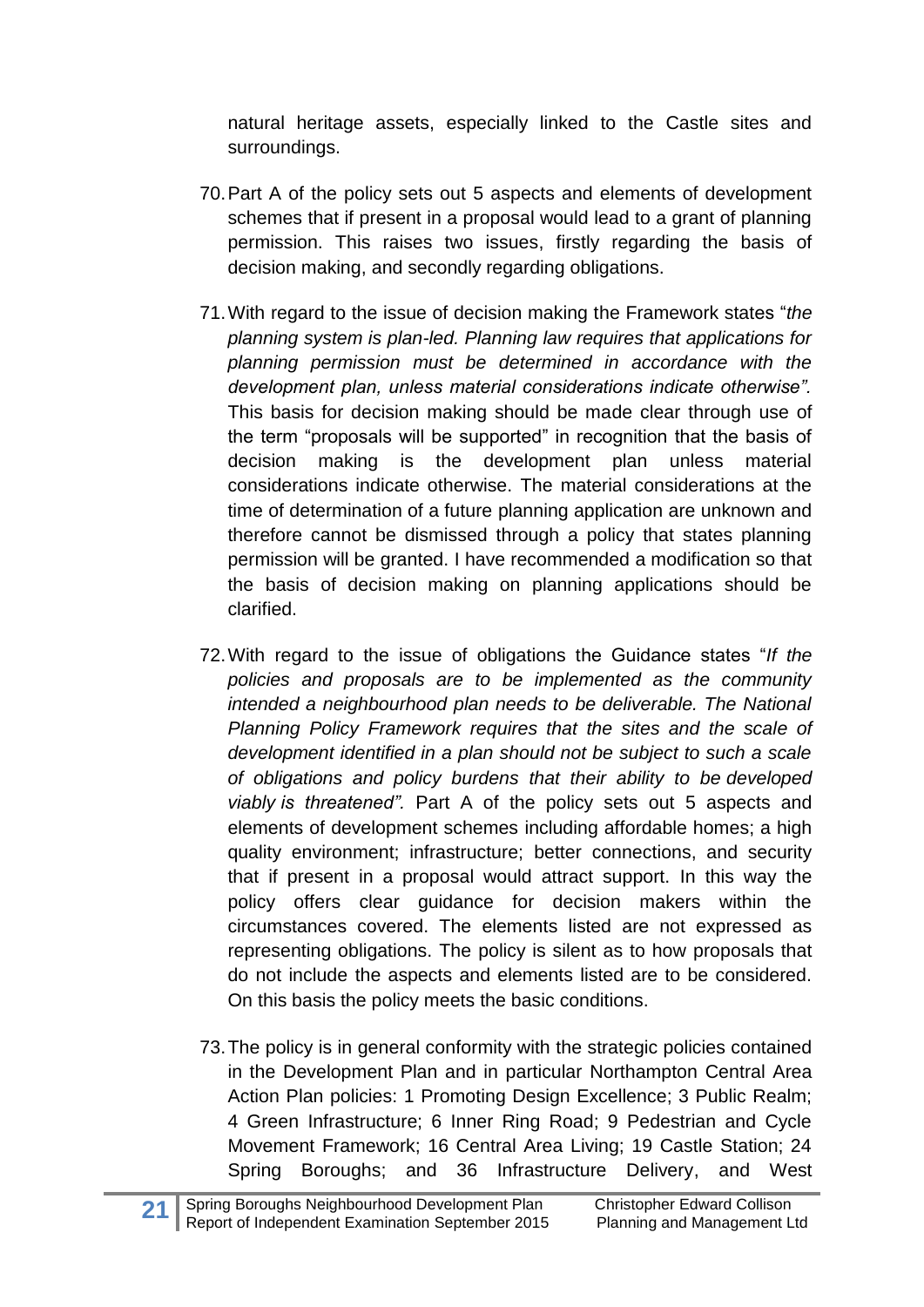natural heritage assets, especially linked to the Castle sites and surroundings.

70. Part A of the policy sets out 5 aspects and elements of development schemes that if present in a proposal would lead to a grant of planning permission. This raises two issues, firstly regarding the basis of decision making, and secondly regarding obligations.

71. With regard to the issue of decision making the Framework states "*the planning system is plan-led. Planning law requires that applications for planning permission must be determined in accordance with the development plan, unless material considerations indicate otherwise".* This basis for decision making should be made clear through use of the term "proposals will be supported" in recognition that the basis of decision making is the development plan unless material considerations indicate otherwise. The material considerations at the time of determination of a future planning application are unknown and therefore cannot be dismissed through a policy that states planning permission will be granted. I have recommended a modification so that the basis of decision making on planning applications should be clarified.

72. With regard to the issue of obligations the Guidance states "*If the policies and proposals are to be implemented as the community intended a neighbourhood plan needs to be deliverable. The National Planning Policy Framework requires that the sites and the scale of development identified in a plan should not be subject to such a scale of obligations and policy burdens that their ability to be developed viably is threatened".* Part A of the policy sets out 5 aspects and elements of development schemes including affordable homes; a high quality environment; infrastructure; better connections, and security that if present in a proposal would attract support. In this way the policy offers clear guidance for decision makers within the circumstances covered. The elements listed are not expressed as representing obligations. The policy is silent as to how proposals that do not include the aspects and elements listed are to be considered. On this basis the policy meets the basic conditions.

73. The policy is in general conformity with the strategic policies contained in the Development Plan and in particular Northampton Central Area Action Plan policies: 1 Promoting Design Excellence; 3 Public Realm; 4 Green Infrastructure; 6 Inner Ring Road; 9 Pedestrian and Cycle Movement Framework; 16 Central Area Living; 19 Castle Station; 24 Spring Boroughs; and 36 Infrastructure Delivery, and West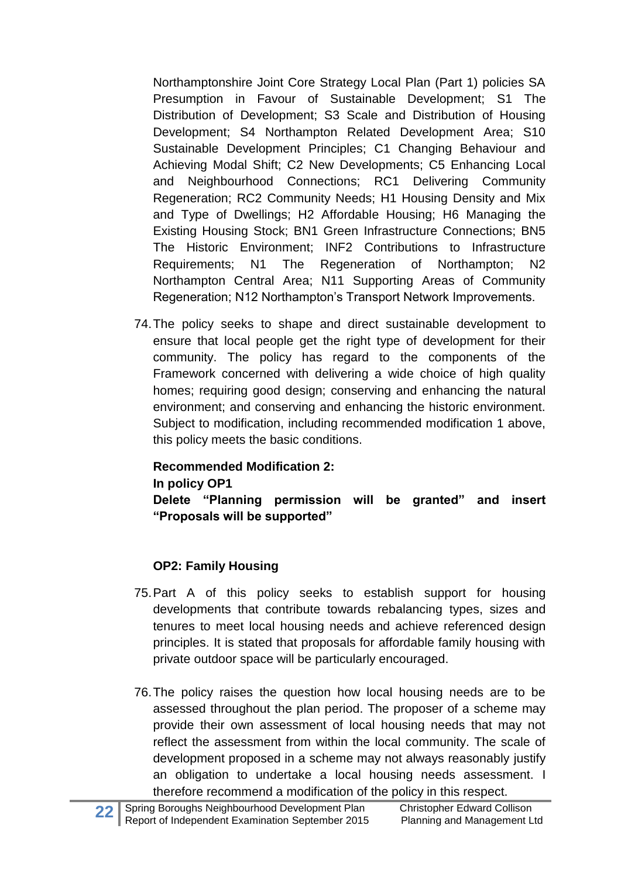Northamptonshire Joint Core Strategy Local Plan (Part 1) policies SA Presumption in Favour of Sustainable Development; S1 The Distribution of Development; S3 Scale and Distribution of Housing Development; S4 Northampton Related Development Area; S10 Sustainable Development Principles; C1 Changing Behaviour and Achieving Modal Shift; C2 New Developments; C5 Enhancing Local and Neighbourhood Connections; RC1 Delivering Community Regeneration; RC2 Community Needs; H1 Housing Density and Mix and Type of Dwellings; H2 Affordable Housing; H6 Managing the Existing Housing Stock; BN1 Green Infrastructure Connections; BN5 The Historic Environment; INF2 Contributions to Infrastructure Requirements; N1 The Regeneration of Northampton; N2 Northampton Central Area; N11 Supporting Areas of Community Regeneration; N12 Northampton's Transport Network Improvements.

74. The policy seeks to shape and direct sustainable development to ensure that local people get the right type of development for their community. The policy has regard to the components of the Framework concerned with delivering a wide choice of high quality homes; requiring good design; conserving and enhancing the natural environment; and conserving and enhancing the historic environment. Subject to modification, including recommended modification 1 above, this policy meets the basic conditions.

**Recommended Modification 2:**
**In policy OP1**
**Delete "Planning permission will be granted" and insert "Proposals will be supported"**

**OP2: Family Housing**

75. Part A of this policy seeks to establish support for housing developments that contribute towards rebalancing types, sizes and tenures to meet local housing needs and achieve referenced design principles. It is stated that proposals for affordable family housing with private outdoor space will be particularly encouraged.

76. The policy raises the question how local housing needs are to be assessed throughout the plan period. The proposer of a scheme may provide their own assessment of local housing needs that may not reflect the assessment from within the local community. The scale of development proposed in a scheme may not always reasonably justify an obligation to undertake a local housing needs assessment. I therefore recommend a modification of the policy in this respect.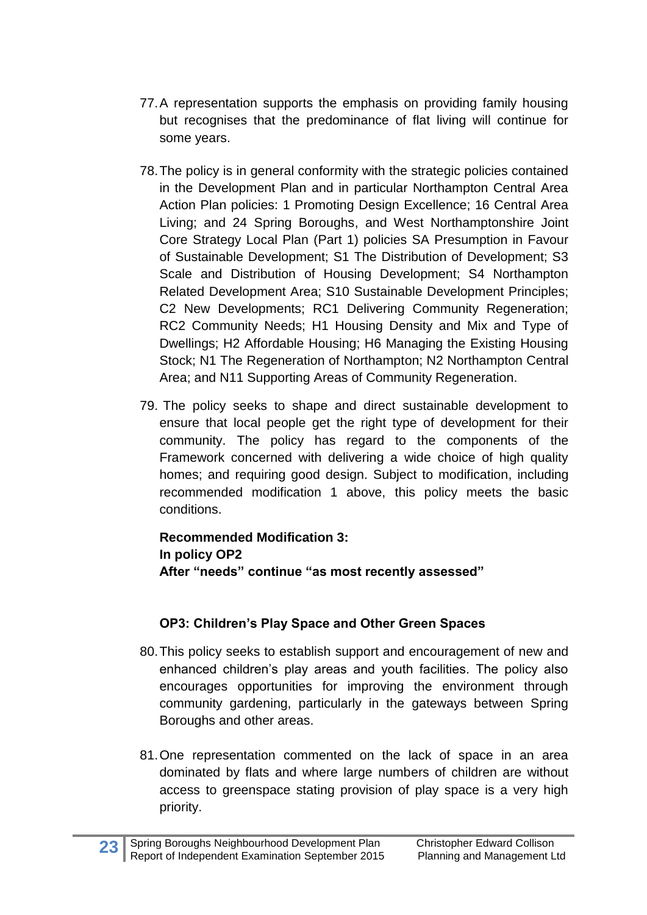77. A representation supports the emphasis on providing family housing but recognises that the predominance of flat living will continue for some years.

78. The policy is in general conformity with the strategic policies contained in the Development Plan and in particular Northampton Central Area Action Plan policies: 1 Promoting Design Excellence; 16 Central Area Living; and 24 Spring Boroughs, and West Northamptonshire Joint Core Strategy Local Plan (Part 1) policies SA Presumption in Favour of Sustainable Development; S1 The Distribution of Development; S3 Scale and Distribution of Housing Development; S4 Northampton Related Development Area; S10 Sustainable Development Principles; C2 New Developments; RC1 Delivering Community Regeneration; RC2 Community Needs; H1 Housing Density and Mix and Type of Dwellings; H2 Affordable Housing; H6 Managing the Existing Housing Stock; N1 The Regeneration of Northampton; N2 Northampton Central Area; and N11 Supporting Areas of Community Regeneration.

79. The policy seeks to shape and direct sustainable development to ensure that local people get the right type of development for their community. The policy has regard to the components of the Framework concerned with delivering a wide choice of high quality homes; and requiring good design. Subject to modification, including recommended modification 1 above, this policy meets the basic conditions.

**Recommended Modification 3:**
**In policy OP2**
**After "needs" continue "as most recently assessed"**

### OP3: Children's Play Space and Other Green Spaces

80. This policy seeks to establish support and encouragement of new and enhanced children's play areas and youth facilities. The policy also encourages opportunities for improving the environment through community gardening, particularly in the gateways between Spring Boroughs and other areas.

81. One representation commented on the lack of space in an area dominated by flats and where large numbers of children are without access to greenspace stating provision of play space is a very high priority.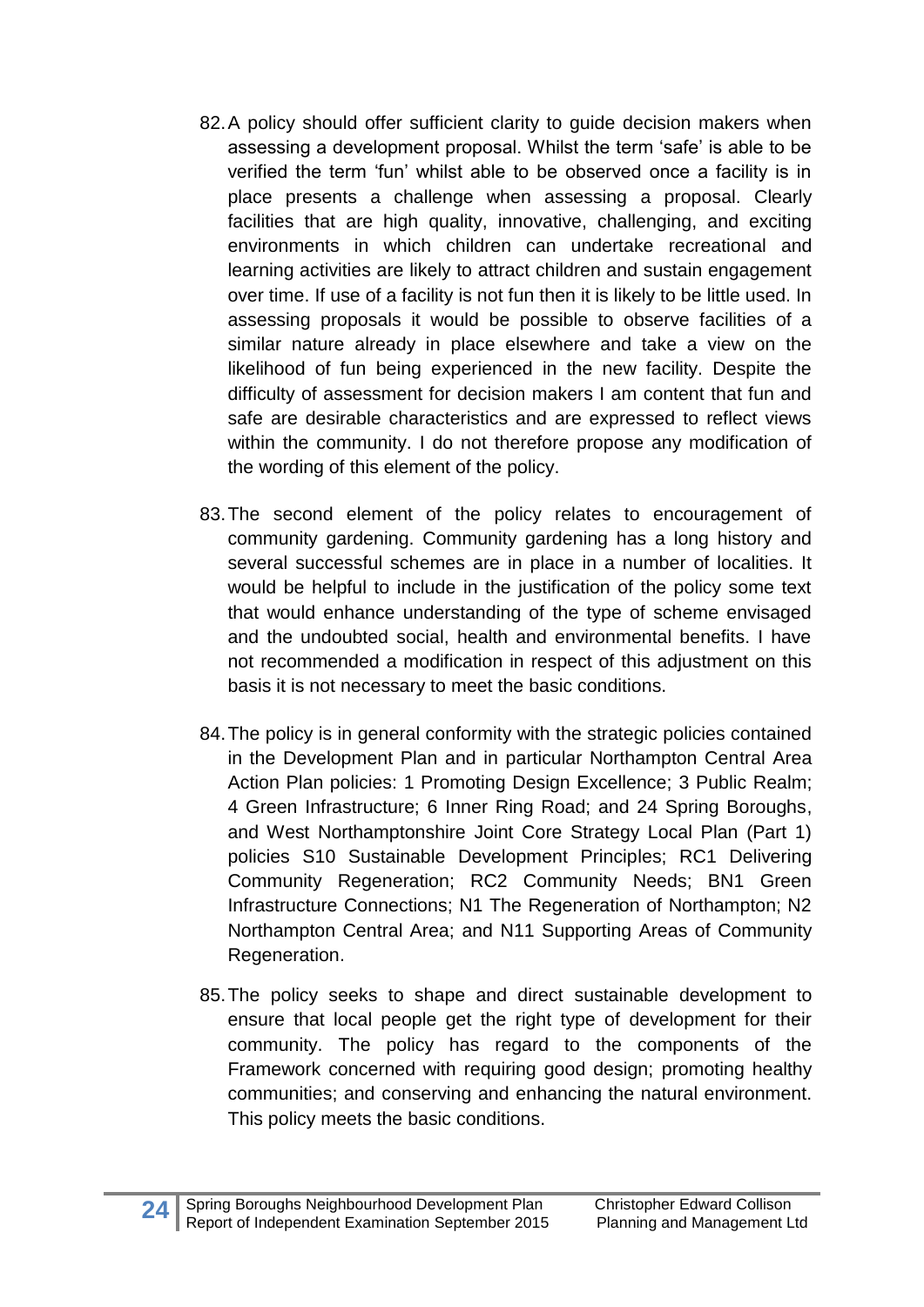82. A policy should offer sufficient clarity to guide decision makers when assessing a development proposal. Whilst the term 'safe' is able to be verified the term 'fun' whilst able to be observed once a facility is in place presents a challenge when assessing a proposal. Clearly facilities that are high quality, innovative, challenging, and exciting environments in which children can undertake recreational and learning activities are likely to attract children and sustain engagement over time. If use of a facility is not fun then it is likely to be little used. In assessing proposals it would be possible to observe facilities of a similar nature already in place elsewhere and take a view on the likelihood of fun being experienced in the new facility. Despite the difficulty of assessment for decision makers I am content that fun and safe are desirable characteristics and are expressed to reflect views within the community. I do not therefore propose any modification of the wording of this element of the policy.

83. The second element of the policy relates to encouragement of community gardening. Community gardening has a long history and several successful schemes are in place in a number of localities. It would be helpful to include in the justification of the policy some text that would enhance understanding of the type of scheme envisaged and the undoubted social, health and environmental benefits. I have not recommended a modification in respect of this adjustment on this basis it is not necessary to meet the basic conditions.

84. The policy is in general conformity with the strategic policies contained in the Development Plan and in particular Northampton Central Area Action Plan policies: 1 Promoting Design Excellence; 3 Public Realm; 4 Green Infrastructure; 6 Inner Ring Road; and 24 Spring Boroughs, and West Northamptonshire Joint Core Strategy Local Plan (Part 1) policies S10 Sustainable Development Principles; RC1 Delivering Community Regeneration; RC2 Community Needs; BN1 Green Infrastructure Connections; N1 The Regeneration of Northampton; N2 Northampton Central Area; and N11 Supporting Areas of Community Regeneration.

85. The policy seeks to shape and direct sustainable development to ensure that local people get the right type of development for their community. The policy has regard to the components of the Framework concerned with requiring good design; promoting healthy communities; and conserving and enhancing the natural environment. This policy meets the basic conditions.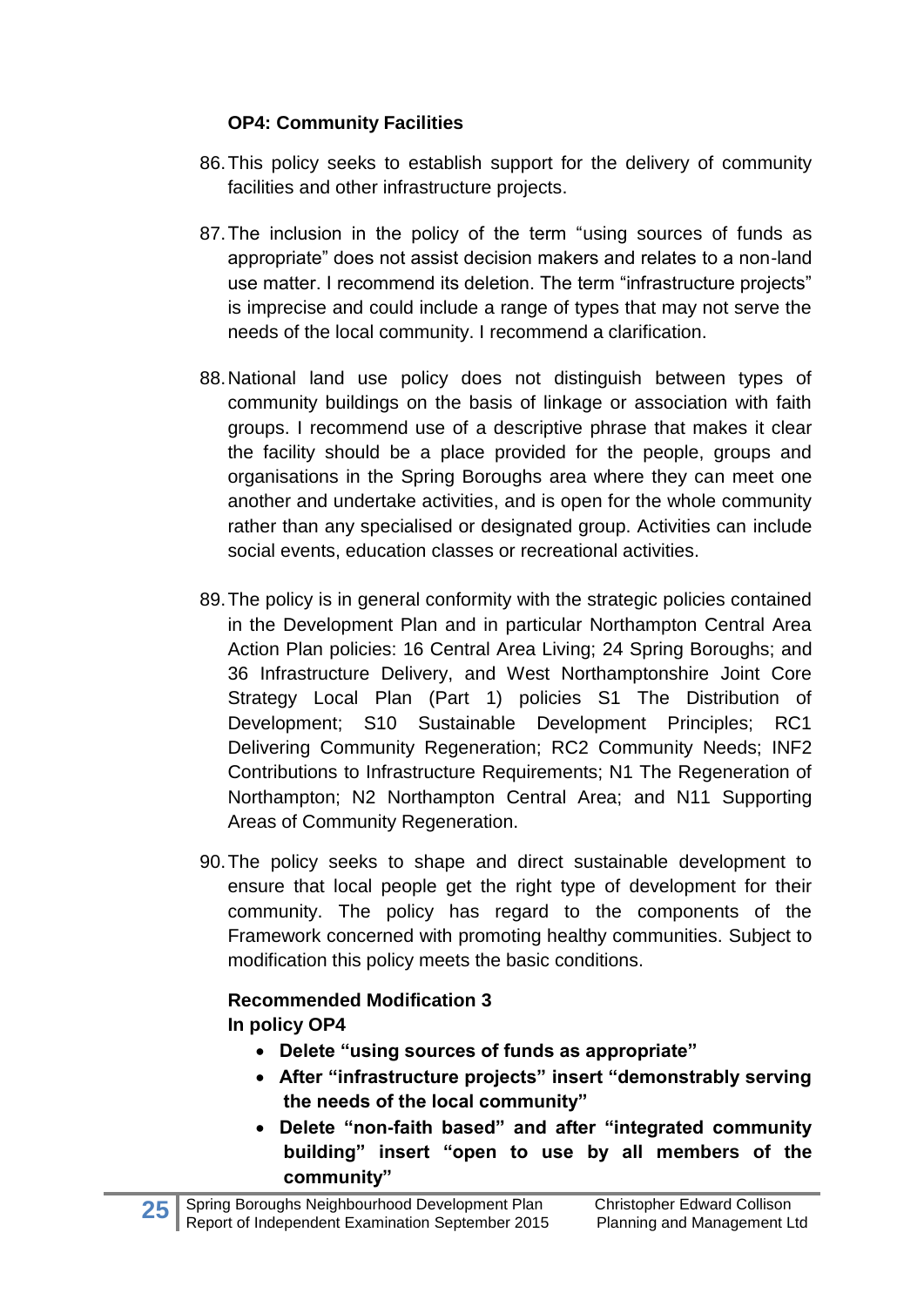**OP4: Community Facilities**

86. This policy seeks to establish support for the delivery of community facilities and other infrastructure projects.

87. The inclusion in the policy of the term "using sources of funds as appropriate" does not assist decision makers and relates to a non-land use matter. I recommend its deletion. The term "infrastructure projects" is imprecise and could include a range of types that may not serve the needs of the local community. I recommend a clarification.

88. National land use policy does not distinguish between types of community buildings on the basis of linkage or association with faith groups. I recommend use of a descriptive phrase that makes it clear the facility should be a place provided for the people, groups and organisations in the Spring Boroughs area where they can meet one another and undertake activities, and is open for the whole community rather than any specialised or designated group. Activities can include social events, education classes or recreational activities.

89. The policy is in general conformity with the strategic policies contained in the Development Plan and in particular Northampton Central Area Action Plan policies: 16 Central Area Living; 24 Spring Boroughs; and 36 Infrastructure Delivery, and West Northamptonshire Joint Core Strategy Local Plan (Part 1) policies S1 The Distribution of Development; S10 Sustainable Development Principles; RC1 Delivering Community Regeneration; RC2 Community Needs; INF2 Contributions to Infrastructure Requirements; N1 The Regeneration of Northampton; N2 Northampton Central Area; and N11 Supporting Areas of Community Regeneration.

90. The policy seeks to shape and direct sustainable development to ensure that local people get the right type of development for their community. The policy has regard to the components of the Framework concerned with promoting healthy communities. Subject to modification this policy meets the basic conditions.

**Recommended Modification 3**
**In policy OP4**

- **Delete "using sources of funds as appropriate"**
- **After "infrastructure projects" insert "demonstrably serving the needs of the local community"**
- **Delete "non-faith based" and after "integrated community building" insert "open to use by all members of the community"**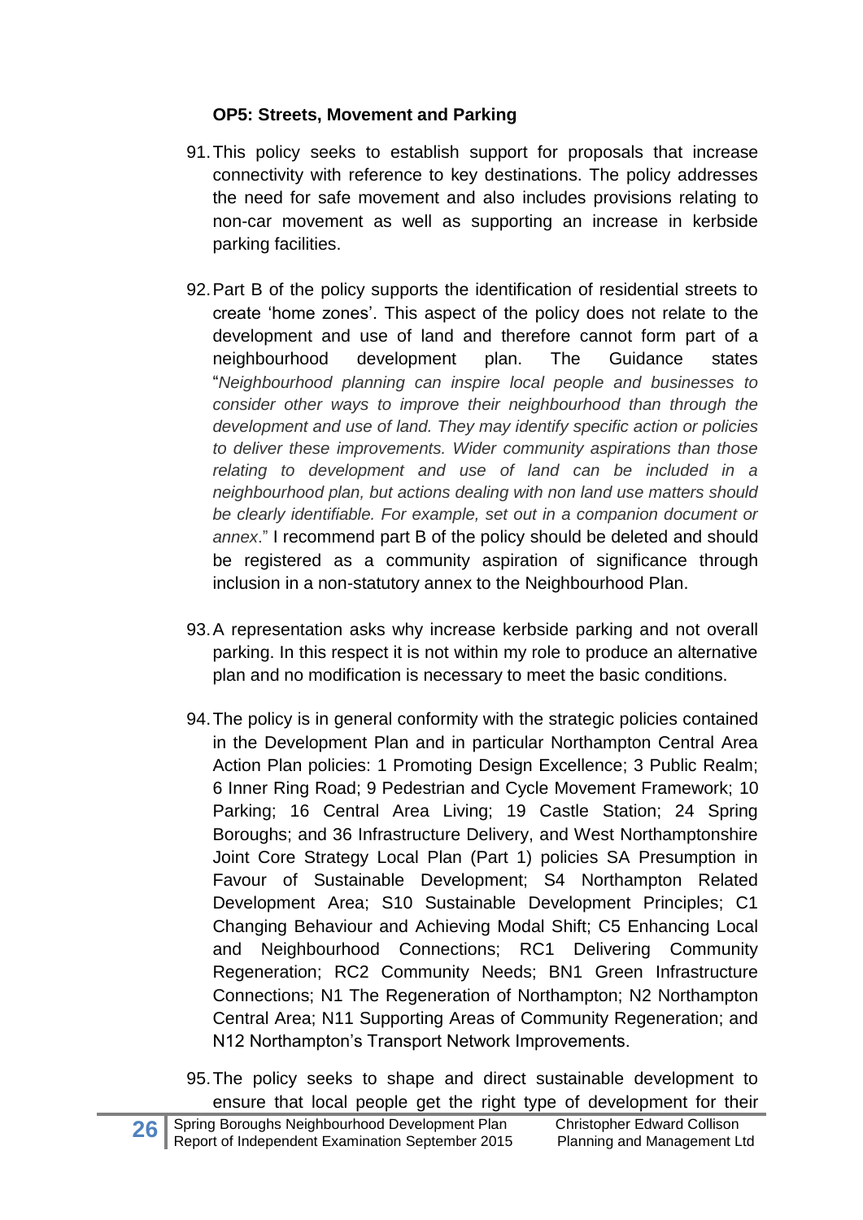### OP5: Streets, Movement and Parking

91. This policy seeks to establish support for proposals that increase connectivity with reference to key destinations. The policy addresses the need for safe movement and also includes provisions relating to non-car movement as well as supporting an increase in kerbside parking facilities.

92. Part B of the policy supports the identification of residential streets to create 'home zones'. This aspect of the policy does not relate to the development and use of land and therefore cannot form part of a neighbourhood development plan. The Guidance states "*Neighbourhood planning can inspire local people and businesses to consider other ways to improve their neighbourhood than through the development and use of land. They may identify specific action or policies to deliver these improvements. Wider community aspirations than those relating to development and use of land can be included in a neighbourhood plan, but actions dealing with non land use matters should be clearly identifiable. For example, set out in a companion document or annex*." I recommend part B of the policy should be deleted and should be registered as a community aspiration of significance through inclusion in a non-statutory annex to the Neighbourhood Plan.

93. A representation asks why increase kerbside parking and not overall parking. In this respect it is not within my role to produce an alternative plan and no modification is necessary to meet the basic conditions.

94. The policy is in general conformity with the strategic policies contained in the Development Plan and in particular Northampton Central Area Action Plan policies: 1 Promoting Design Excellence; 3 Public Realm; 6 Inner Ring Road; 9 Pedestrian and Cycle Movement Framework; 10 Parking; 16 Central Area Living; 19 Castle Station; 24 Spring Boroughs; and 36 Infrastructure Delivery, and West Northamptonshire Joint Core Strategy Local Plan (Part 1) policies SA Presumption in Favour of Sustainable Development; S4 Northampton Related Development Area; S10 Sustainable Development Principles; C1 Changing Behaviour and Achieving Modal Shift; C5 Enhancing Local and Neighbourhood Connections; RC1 Delivering Community Regeneration; RC2 Community Needs; BN1 Green Infrastructure Connections; N1 The Regeneration of Northampton; N2 Northampton Central Area; N11 Supporting Areas of Community Regeneration; and N12 Northampton's Transport Network Improvements.

95. The policy seeks to shape and direct sustainable development to ensure that local people get the right type of development for their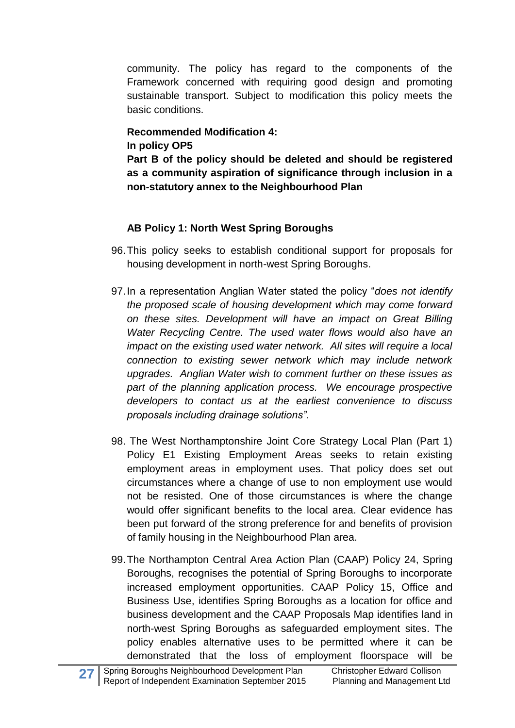community. The policy has regard to the components of the Framework concerned with requiring good design and promoting sustainable transport. Subject to modification this policy meets the basic conditions.

**Recommended Modification 4:**
**In policy OP5**
**Part B of the policy should be deleted and should be registered as a community aspiration of significance through inclusion in a non-statutory annex to the Neighbourhood Plan**

**AB Policy 1: North West Spring Boroughs**

96. This policy seeks to establish conditional support for proposals for housing development in north-west Spring Boroughs.

97. In a representation Anglian Water stated the policy "*does not identify the proposed scale of housing development which may come forward on these sites. Development will have an impact on Great Billing Water Recycling Centre. The used water flows would also have an impact on the existing used water network. All sites will require a local connection to existing sewer network which may include network upgrades. Anglian Water wish to comment further on these issues as part of the planning application process. We encourage prospective developers to contact us at the earliest convenience to discuss proposals including drainage solutions".*

98. The West Northamptonshire Joint Core Strategy Local Plan (Part 1) Policy E1 Existing Employment Areas seeks to retain existing employment areas in employment uses. That policy does set out circumstances where a change of use to non employment use would not be resisted. One of those circumstances is where the change would offer significant benefits to the local area. Clear evidence has been put forward of the strong preference for and benefits of provision of family housing in the Neighbourhood Plan area.

99. The Northampton Central Area Action Plan (CAAP) Policy 24, Spring Boroughs, recognises the potential of Spring Boroughs to incorporate increased employment opportunities. CAAP Policy 15, Office and Business Use, identifies Spring Boroughs as a location for office and business development and the CAAP Proposals Map identifies land in north-west Spring Boroughs as safeguarded employment sites. The policy enables alternative uses to be permitted where it can be demonstrated that the loss of employment floorspace will be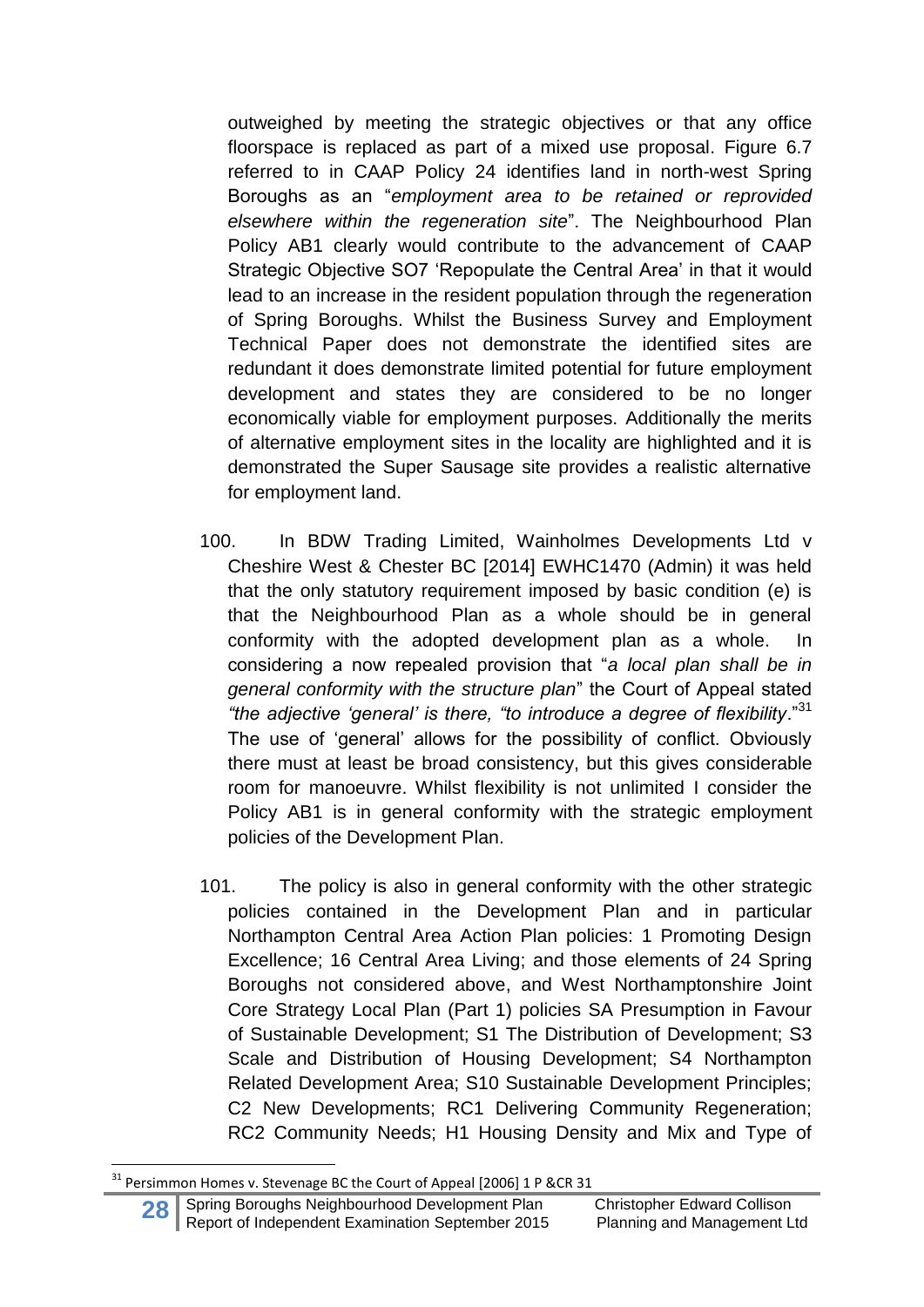outweighed by meeting the strategic objectives or that any office floorspace is replaced as part of a mixed use proposal. Figure 6.7 referred to in CAAP Policy 24 identifies land in north-west Spring Boroughs as an "*employment area to be retained or reprovided elsewhere within the regeneration site*". The Neighbourhood Plan Policy AB1 clearly would contribute to the advancement of CAAP Strategic Objective SO7 'Repopulate the Central Area' in that it would lead to an increase in the resident population through the regeneration of Spring Boroughs. Whilst the Business Survey and Employment Technical Paper does not demonstrate the identified sites are redundant it does demonstrate limited potential for future employment development and states they are considered to be no longer economically viable for employment purposes. Additionally the merits of alternative employment sites in the locality are highlighted and it is demonstrated the Super Sausage site provides a realistic alternative for employment land.

100. In BDW Trading Limited, Wainholmes Developments Ltd v Cheshire West & Chester BC [2014] EWHC1470 (Admin) it was held that the only statutory requirement imposed by basic condition (e) is that the Neighbourhood Plan as a whole should be in general conformity with the adopted development plan as a whole. In considering a now repealed provision that "*a local plan shall be in general conformity with the structure plan*" the Court of Appeal stated *"the adjective 'general' is there, "to introduce a degree of flexibility*."[31] The use of 'general' allows for the possibility of conflict. Obviously there must at least be broad consistency, but this gives considerable room for manoeuvre. Whilst flexibility is not unlimited I consider the Policy AB1 is in general conformity with the strategic employment policies of the Development Plan.

101. The policy is also in general conformity with the other strategic policies contained in the Development Plan and in particular Northampton Central Area Action Plan policies: 1 Promoting Design Excellence; 16 Central Area Living; and those elements of 24 Spring Boroughs not considered above, and West Northamptonshire Joint Core Strategy Local Plan (Part 1) policies SA Presumption in Favour of Sustainable Development; S1 The Distribution of Development; S3 Scale and Distribution of Housing Development; S4 Northampton Related Development Area; S10 Sustainable Development Principles; C2 New Developments; RC1 Delivering Community Regeneration; RC2 Community Needs; H1 Housing Density and Mix and Type of

[31] Persimmon Homes v. Stevenage BC the Court of Appeal [2006] 1 P &CR 31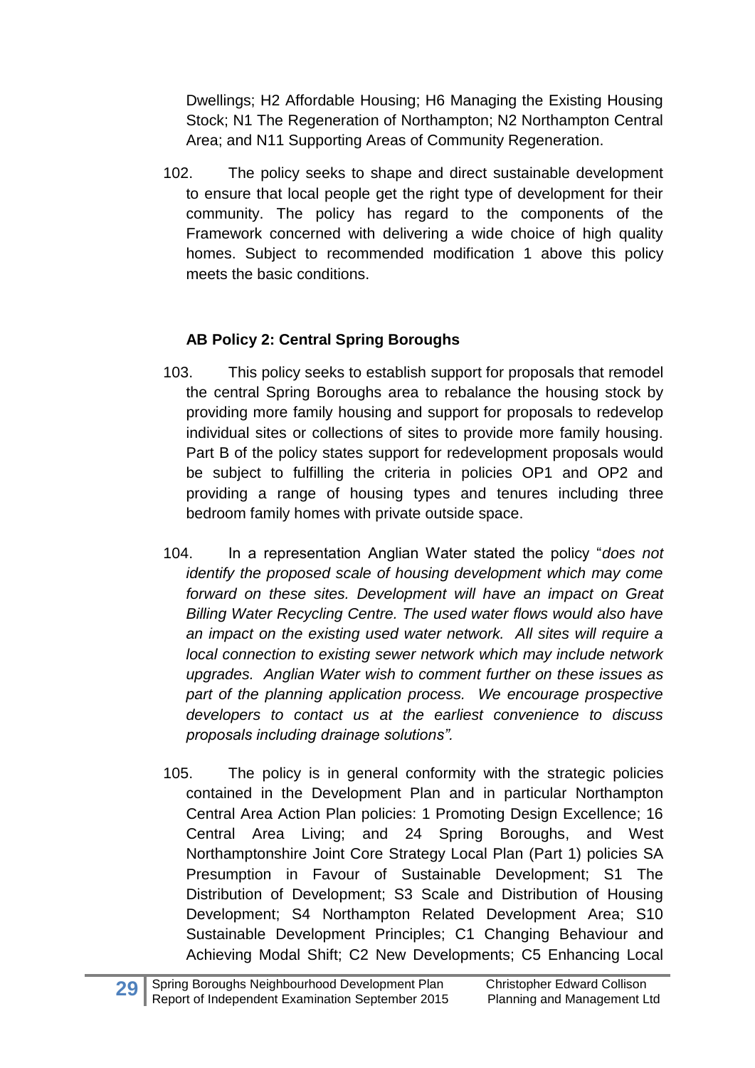Dwellings; H2 Affordable Housing; H6 Managing the Existing Housing Stock; N1 The Regeneration of Northampton; N2 Northampton Central Area; and N11 Supporting Areas of Community Regeneration.

102. The policy seeks to shape and direct sustainable development to ensure that local people get the right type of development for their community. The policy has regard to the components of the Framework concerned with delivering a wide choice of high quality homes. Subject to recommended modification 1 above this policy meets the basic conditions.

**AB Policy 2: Central Spring Boroughs**

103. This policy seeks to establish support for proposals that remodel the central Spring Boroughs area to rebalance the housing stock by providing more family housing and support for proposals to redevelop individual sites or collections of sites to provide more family housing. Part B of the policy states support for redevelopment proposals would be subject to fulfilling the criteria in policies OP1 and OP2 and providing a range of housing types and tenures including three bedroom family homes with private outside space.

104. In a representation Anglian Water stated the policy "*does not identify the proposed scale of housing development which may come forward on these sites. Development will have an impact on Great Billing Water Recycling Centre. The used water flows would also have an impact on the existing used water network. All sites will require a local connection to existing sewer network which may include network upgrades. Anglian Water wish to comment further on these issues as part of the planning application process. We encourage prospective developers to contact us at the earliest convenience to discuss proposals including drainage solutions".*

105. The policy is in general conformity with the strategic policies contained in the Development Plan and in particular Northampton Central Area Action Plan policies: 1 Promoting Design Excellence; 16 Central Area Living; and 24 Spring Boroughs, and West Northamptonshire Joint Core Strategy Local Plan (Part 1) policies SA Presumption in Favour of Sustainable Development; S1 The Distribution of Development; S3 Scale and Distribution of Housing Development; S4 Northampton Related Development Area; S10 Sustainable Development Principles; C1 Changing Behaviour and Achieving Modal Shift; C2 New Developments; C5 Enhancing Local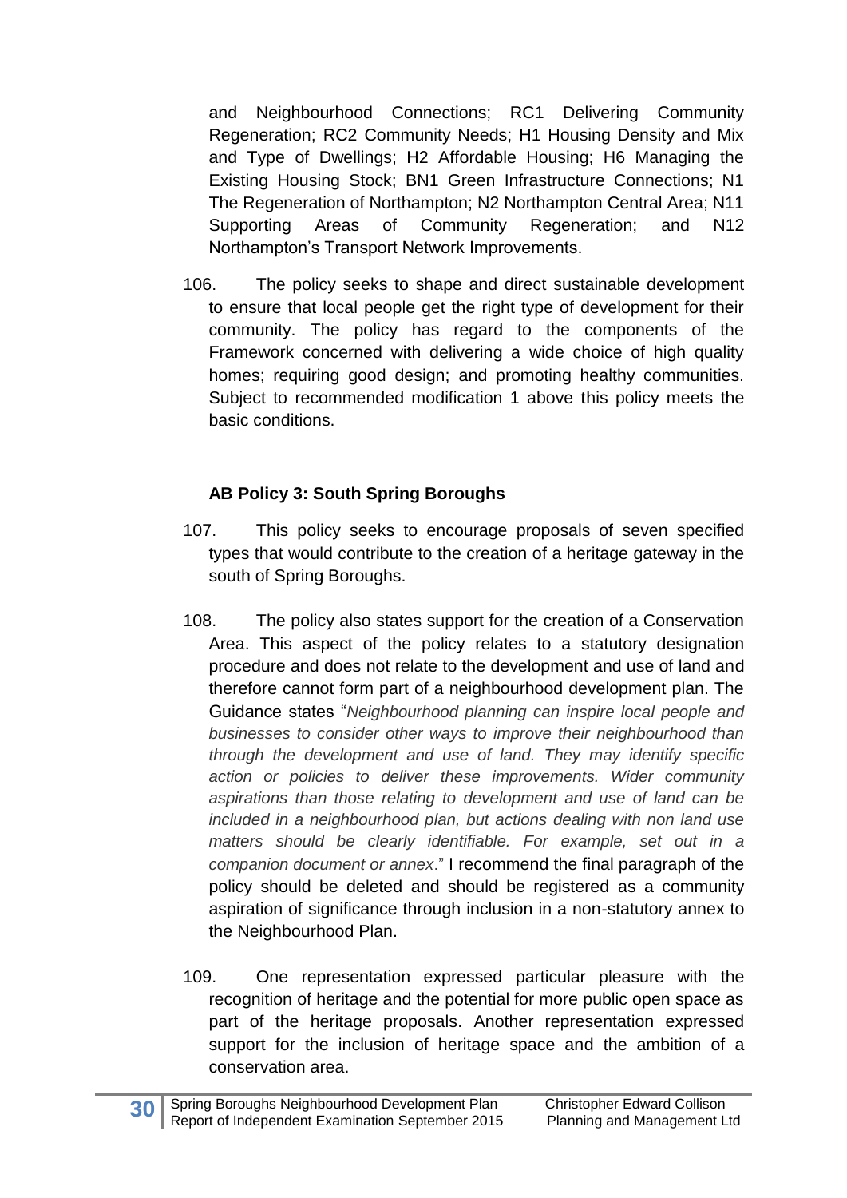and Neighbourhood Connections; RC1 Delivering Community Regeneration; RC2 Community Needs; H1 Housing Density and Mix and Type of Dwellings; H2 Affordable Housing; H6 Managing the Existing Housing Stock; BN1 Green Infrastructure Connections; N1 The Regeneration of Northampton; N2 Northampton Central Area; N11 Supporting Areas of Community Regeneration; and N12 Northampton's Transport Network Improvements.

106. The policy seeks to shape and direct sustainable development to ensure that local people get the right type of development for their community. The policy has regard to the components of the Framework concerned with delivering a wide choice of high quality homes; requiring good design; and promoting healthy communities. Subject to recommended modification 1 above this policy meets the basic conditions.

**AB Policy 3: South Spring Boroughs**

107. This policy seeks to encourage proposals of seven specified types that would contribute to the creation of a heritage gateway in the south of Spring Boroughs.

108. The policy also states support for the creation of a Conservation Area. This aspect of the policy relates to a statutory designation procedure and does not relate to the development and use of land and therefore cannot form part of a neighbourhood development plan. The Guidance states "*Neighbourhood planning can inspire local people and businesses to consider other ways to improve their neighbourhood than through the development and use of land. They may identify specific action or policies to deliver these improvements. Wider community aspirations than those relating to development and use of land can be included in a neighbourhood plan, but actions dealing with non land use matters should be clearly identifiable. For example, set out in a companion document or annex*." I recommend the final paragraph of the policy should be deleted and should be registered as a community aspiration of significance through inclusion in a non-statutory annex to the Neighbourhood Plan.

109. One representation expressed particular pleasure with the recognition of heritage and the potential for more public open space as part of the heritage proposals. Another representation expressed support for the inclusion of heritage space and the ambition of a conservation area.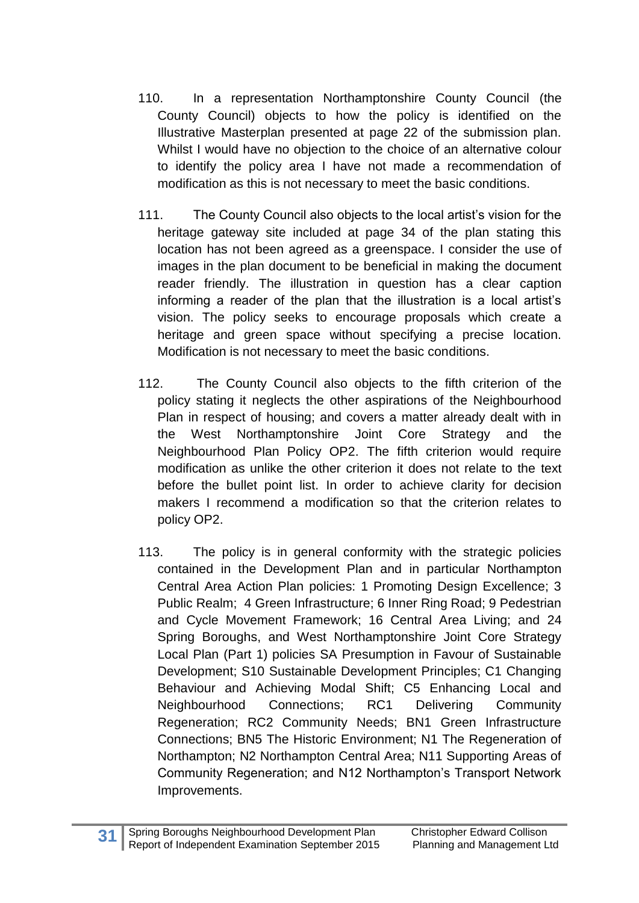110. In a representation Northamptonshire County Council (the County Council) objects to how the policy is identified on the Illustrative Masterplan presented at page 22 of the submission plan. Whilst I would have no objection to the choice of an alternative colour to identify the policy area I have not made a recommendation of modification as this is not necessary to meet the basic conditions.

111. The County Council also objects to the local artist's vision for the heritage gateway site included at page 34 of the plan stating this location has not been agreed as a greenspace. I consider the use of images in the plan document to be beneficial in making the document reader friendly. The illustration in question has a clear caption informing a reader of the plan that the illustration is a local artist's vision. The policy seeks to encourage proposals which create a heritage and green space without specifying a precise location. Modification is not necessary to meet the basic conditions.

112. The County Council also objects to the fifth criterion of the policy stating it neglects the other aspirations of the Neighbourhood Plan in respect of housing; and covers a matter already dealt with in the West Northamptonshire Joint Core Strategy and the Neighbourhood Plan Policy OP2. The fifth criterion would require modification as unlike the other criterion it does not relate to the text before the bullet point list. In order to achieve clarity for decision makers I recommend a modification so that the criterion relates to policy OP2.

113. The policy is in general conformity with the strategic policies contained in the Development Plan and in particular Northampton Central Area Action Plan policies: 1 Promoting Design Excellence; 3 Public Realm; 4 Green Infrastructure; 6 Inner Ring Road; 9 Pedestrian and Cycle Movement Framework; 16 Central Area Living; and 24 Spring Boroughs, and West Northamptonshire Joint Core Strategy Local Plan (Part 1) policies SA Presumption in Favour of Sustainable Development; S10 Sustainable Development Principles; C1 Changing Behaviour and Achieving Modal Shift; C5 Enhancing Local and Neighbourhood Connections; RC1 Delivering Community Regeneration; RC2 Community Needs; BN1 Green Infrastructure Connections; BN5 The Historic Environment; N1 The Regeneration of Northampton; N2 Northampton Central Area; N11 Supporting Areas of Community Regeneration; and N12 Northampton's Transport Network Improvements.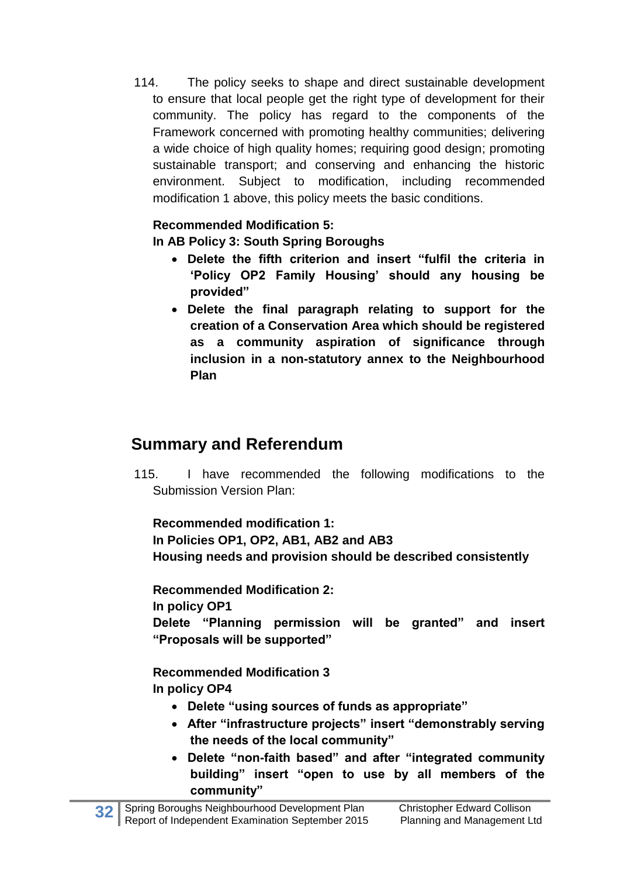114. The policy seeks to shape and direct sustainable development to ensure that local people get the right type of development for their community. The policy has regard to the components of the Framework concerned with promoting healthy communities; delivering a wide choice of high quality homes; requiring good design; promoting sustainable transport; and conserving and enhancing the historic environment. Subject to modification, including recommended modification 1 above, this policy meets the basic conditions.

**Recommended Modification 5:**
**In AB Policy 3: South Spring Boroughs**

- **Delete the fifth criterion and insert "fulfil the criteria in 'Policy OP2 Family Housing' should any housing be provided"**
- **Delete the final paragraph relating to support for the creation of a Conservation Area which should be registered as a community aspiration of significance through inclusion in a non-statutory annex to the Neighbourhood Plan**

## Summary and Referendum

115. I have recommended the following modifications to the Submission Version Plan:

**Recommended modification 1:**
**In Policies OP1, OP2, AB1, AB2 and AB3**
**Housing needs and provision should be described consistently**

**Recommended Modification 2:**
**In policy OP1**
**Delete "Planning permission will be granted" and insert "Proposals will be supported"**

**Recommended Modification 3**
**In policy OP4**

- **Delete "using sources of funds as appropriate"**
- **After "infrastructure projects" insert "demonstrably serving the needs of the local community"**
- **Delete "non-faith based" and after "integrated community building" insert "open to use by all members of the community"**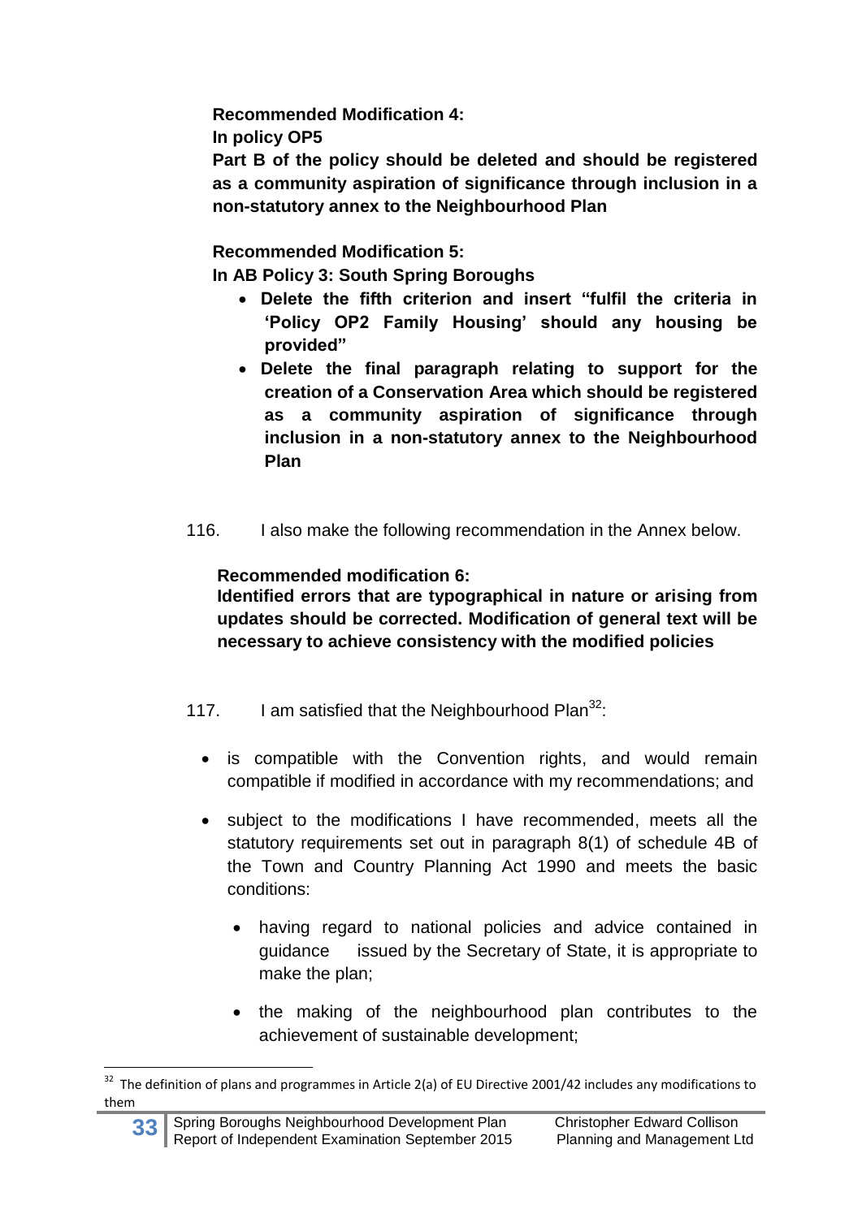**Recommended Modification 4:**
**In policy OP5**
**Part B of the policy should be deleted and should be registered as a community aspiration of significance through inclusion in a non-statutory annex to the Neighbourhood Plan**

**Recommended Modification 5:**
**In AB Policy 3: South Spring Boroughs**

- **Delete the fifth criterion and insert "fulfil the criteria in 'Policy OP2 Family Housing' should any housing be provided"**
- **Delete the final paragraph relating to support for the creation of a Conservation Area which should be registered as a community aspiration of significance through inclusion in a non-statutory annex to the Neighbourhood Plan**

116. I also make the following recommendation in the Annex below.

**Recommended modification 6:**
**Identified errors that are typographical in nature or arising from updates should be corrected. Modification of general text will be necessary to achieve consistency with the modified policies**

117. I am satisfied that the Neighbourhood Plan[32]:

- is compatible with the Convention rights, and would remain compatible if modified in accordance with my recommendations; and
- subject to the modifications I have recommended, meets all the statutory requirements set out in paragraph 8(1) of schedule 4B of the Town and Country Planning Act 1990 and meets the basic conditions:
  - having regard to national policies and advice contained in guidance issued by the Secretary of State, it is appropriate to make the plan;
  - the making of the neighbourhood plan contributes to the achievement of sustainable development;

---

[32] The definition of plans and programmes in Article 2(a) of EU Directive 2001/42 includes any modifications to them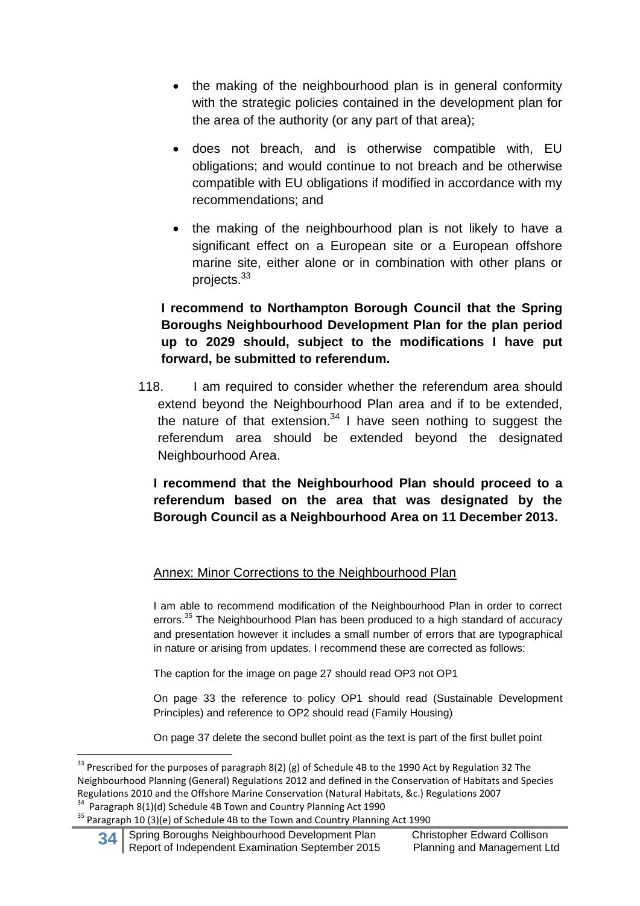- the making of the neighbourhood plan is in general conformity with the strategic policies contained in the development plan for the area of the authority (or any part of that area);
- does not breach, and is otherwise compatible with, EU obligations; and would continue to not breach and be otherwise compatible with EU obligations if modified in accordance with my recommendations; and
- the making of the neighbourhood plan is not likely to have a significant effect on a European site or a European offshore marine site, either alone or in combination with other plans or projects.[33]

**I recommend to Northampton Borough Council that the Spring Boroughs Neighbourhood Development Plan for the plan period up to 2029 should, subject to the modifications I have put forward, be submitted to referendum.**

118. I am required to consider whether the referendum area should extend beyond the Neighbourhood Plan area and if to be extended, the nature of that extension.[34] I have seen nothing to suggest the referendum area should be extended beyond the designated Neighbourhood Area.

**I recommend that the Neighbourhood Plan should proceed to a referendum based on the area that was designated by the Borough Council as a Neighbourhood Area on 11 December 2013.**

## Annex: Minor Corrections to the Neighbourhood Plan

I am able to recommend modification of the Neighbourhood Plan in order to correct errors.[35] The Neighbourhood Plan has been produced to a high standard of accuracy and presentation however it includes a small number of errors that are typographical in nature or arising from updates. I recommend these are corrected as follows:

The caption for the image on page 27 should read OP3 not OP1

On page 33 the reference to policy OP1 should read (Sustainable Development Principles) and reference to OP2 should read (Family Housing)

On page 37 delete the second bullet point as the text is part of the first bullet point

---

[33] Prescribed for the purposes of paragraph 8(2) (g) of Schedule 4B to the 1990 Act by Regulation 32 The Neighbourhood Planning (General) Regulations 2012 and defined in the Conservation of Habitats and Species Regulations 2010 and the Offshore Marine Conservation (Natural Habitats, &c.) Regulations 2007

[34] Paragraph 8(1)(d) Schedule 4B Town and Country Planning Act 1990

[35] Paragraph 10 (3)(e) of Schedule 4B to the Town and Country Planning Act 1990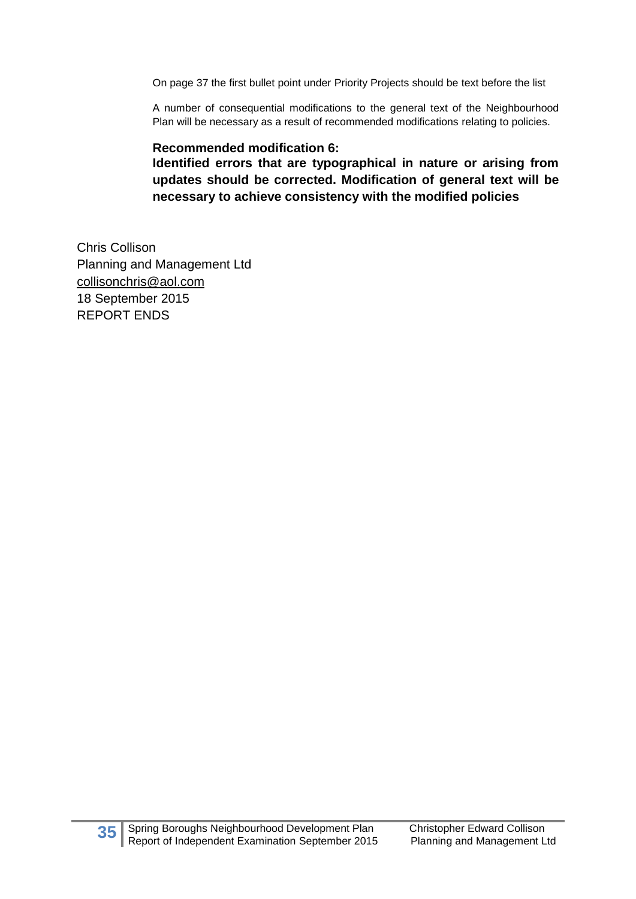On page 37 the first bullet point under Priority Projects should be text before the list

A number of consequential modifications to the general text of the Neighbourhood Plan will be necessary as a result of recommended modifications relating to policies.

**Recommended modification 6:**
**Identified errors that are typographical in nature or arising from updates should be corrected. Modification of general text will be necessary to achieve consistency with the modified policies**

Chris Collison
Planning and Management Ltd
collisonchris@aol.com
18 September 2015
REPORT ENDS